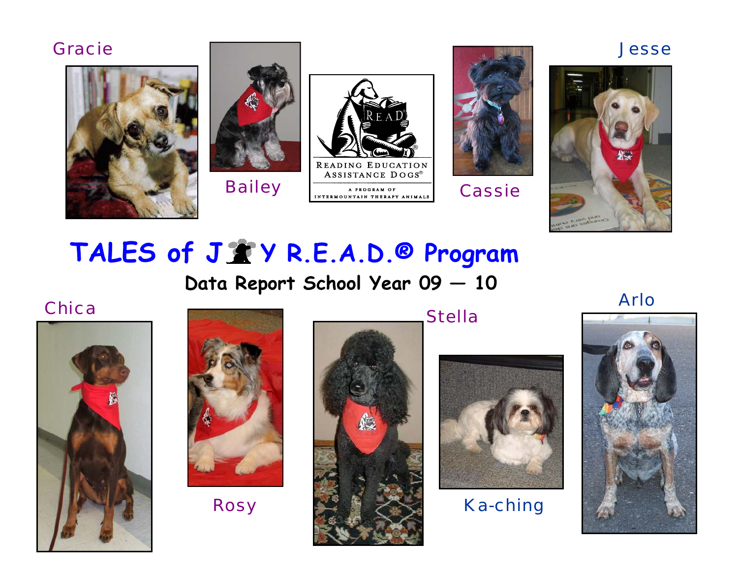Gracie

Bailey

READING EDUCATION ASSISTANCE DOGS®

A PROGRAM OF INTERMOUNTAIN THERAPY ANIMALS

Cassie

Jesse

# TALES of JOY R.E.A.D.® Program

## Data Report School Year 09 — 10

Chica

Rosy

Stella

Ka-ching

Arlo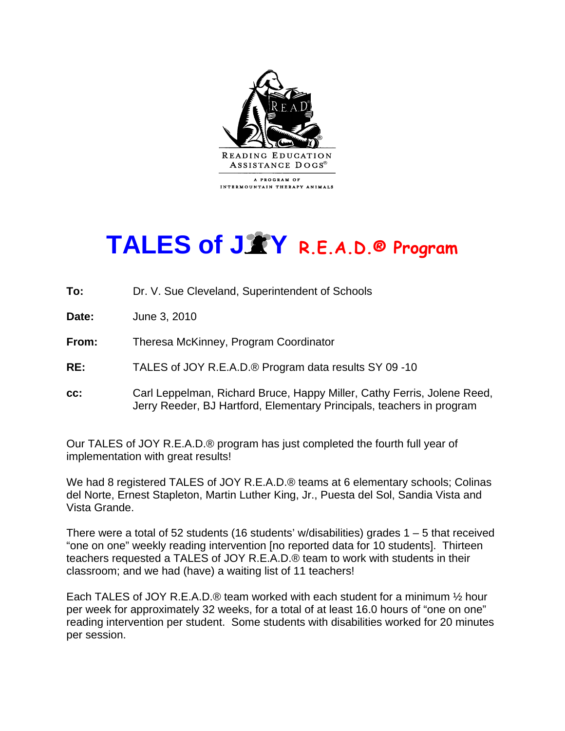READING EDUCATION ASSISTANCE DOGS®

A PROGRAM OF INTERMOUNTAIN THERAPY ANIMALS

# TALES of JOY R.E.A.D.® Program

**To:** Dr. V. Sue Cleveland, Superintendent of Schools

**Date:** June 3, 2010

**From:** Theresa McKinney, Program Coordinator

**RE:** TALES of JOY R.E.A.D.® Program data results SY 09 -10

**cc:** Carl Leppelman, Richard Bruce, Happy Miller, Cathy Ferris, Jolene Reed, Jerry Reeder, BJ Hartford, Elementary Principals, teachers in program

Our TALES of JOY R.E.A.D.® program has just completed the fourth full year of implementation with great results!

We had 8 registered TALES of JOY R.E.A.D.® teams at 6 elementary schools; Colinas del Norte, Ernest Stapleton, Martin Luther King, Jr., Puesta del Sol, Sandia Vista and Vista Grande.

There were a total of 52 students (16 students' w/disabilities) grades 1 – 5 that received "one on one" weekly reading intervention [no reported data for 10 students]. Thirteen teachers requested a TALES of JOY R.E.A.D.® team to work with students in their classroom; and we had (have) a waiting list of 11 teachers!

Each TALES of JOY R.E.A.D.® team worked with each student for a minimum ½ hour per week for approximately 32 weeks, for a total of at least 16.0 hours of "one on one" reading intervention per student. Some students with disabilities worked for 20 minutes per session.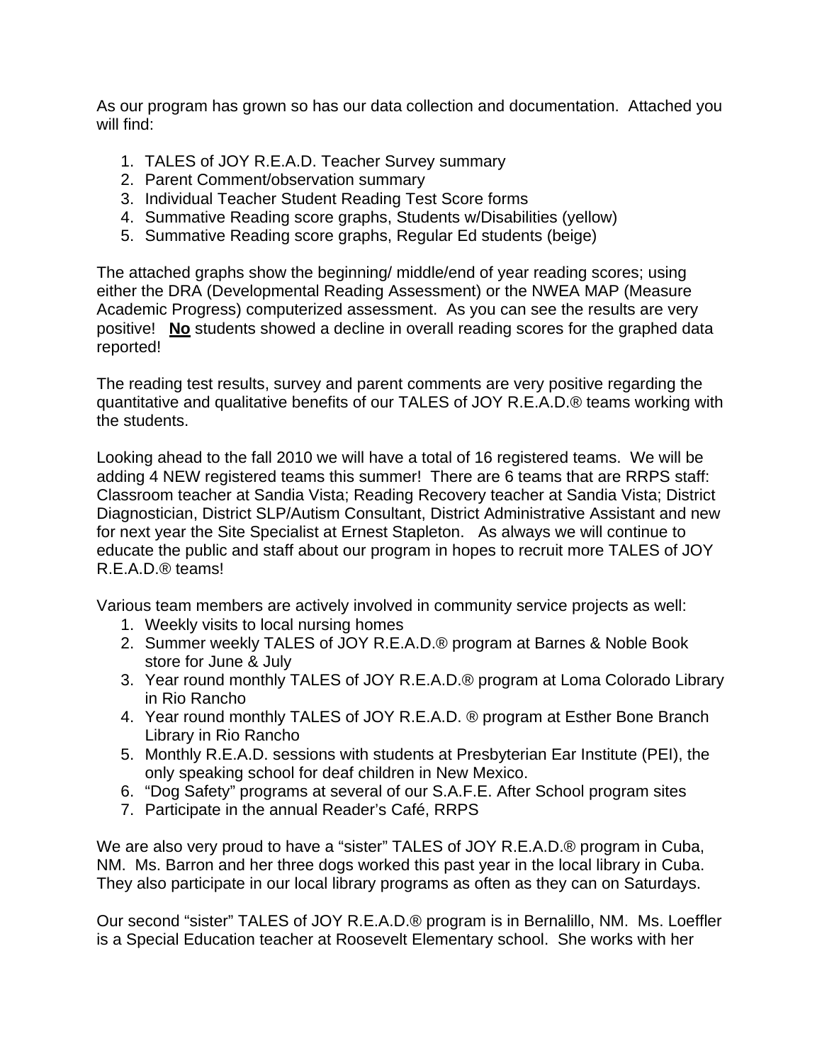As our program has grown so has our data collection and documentation. Attached you will find:

1. TALES of JOY R.E.A.D. Teacher Survey summary
2. Parent Comment/observation summary
3. Individual Teacher Student Reading Test Score forms
4. Summative Reading score graphs, Students w/Disabilities (yellow)
5. Summative Reading score graphs, Regular Ed students (beige)

The attached graphs show the beginning/ middle/end of year reading scores; using either the DRA (Developmental Reading Assessment) or the NWEA MAP (Measure Academic Progress) computerized assessment. As you can see the results are very positive! **No** students showed a decline in overall reading scores for the graphed data reported!

The reading test results, survey and parent comments are very positive regarding the quantitative and qualitative benefits of our TALES of JOY R.E.A.D.® teams working with the students.

Looking ahead to the fall 2010 we will have a total of 16 registered teams. We will be adding 4 NEW registered teams this summer! There are 6 teams that are RRPS staff: Classroom teacher at Sandia Vista; Reading Recovery teacher at Sandia Vista; District Diagnostician, District SLP/Autism Consultant, District Administrative Assistant and new for next year the Site Specialist at Ernest Stapleton. As always we will continue to educate the public and staff about our program in hopes to recruit more TALES of JOY R.E.A.D.® teams!

Various team members are actively involved in community service projects as well:

1. Weekly visits to local nursing homes
2. Summer weekly TALES of JOY R.E.A.D.® program at Barnes & Noble Book store for June & July
3. Year round monthly TALES of JOY R.E.A.D.® program at Loma Colorado Library in Rio Rancho
4. Year round monthly TALES of JOY R.E.A.D. ® program at Esther Bone Branch Library in Rio Rancho
5. Monthly R.E.A.D. sessions with students at Presbyterian Ear Institute (PEI), the only speaking school for deaf children in New Mexico.
6. "Dog Safety" programs at several of our S.A.F.E. After School program sites
7. Participate in the annual Reader's Café, RRPS

We are also very proud to have a "sister" TALES of JOY R.E.A.D.® program in Cuba, NM. Ms. Barron and her three dogs worked this past year in the local library in Cuba. They also participate in our local library programs as often as they can on Saturdays.

Our second "sister" TALES of JOY R.E.A.D.® program is in Bernalillo, NM. Ms. Loeffler is a Special Education teacher at Roosevelt Elementary school. She works with her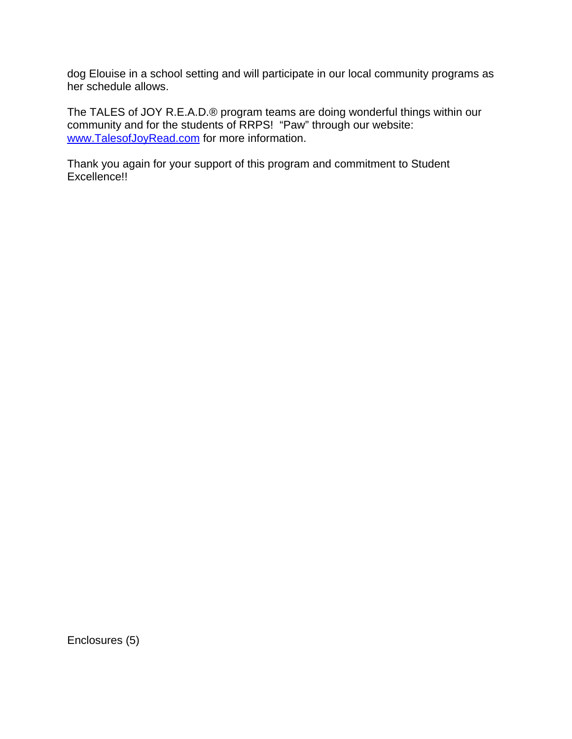dog Elouise in a school setting and will participate in our local community programs as her schedule allows.

The TALES of JOY R.E.A.D.® program teams are doing wonderful things within our community and for the students of RRPS! "Paw" through our website: [www.TalesofJoyRead.com](http://www.TalesofJoyRead.com) for more information.

Thank you again for your support of this program and commitment to Student Excellence!!

Enclosures (5)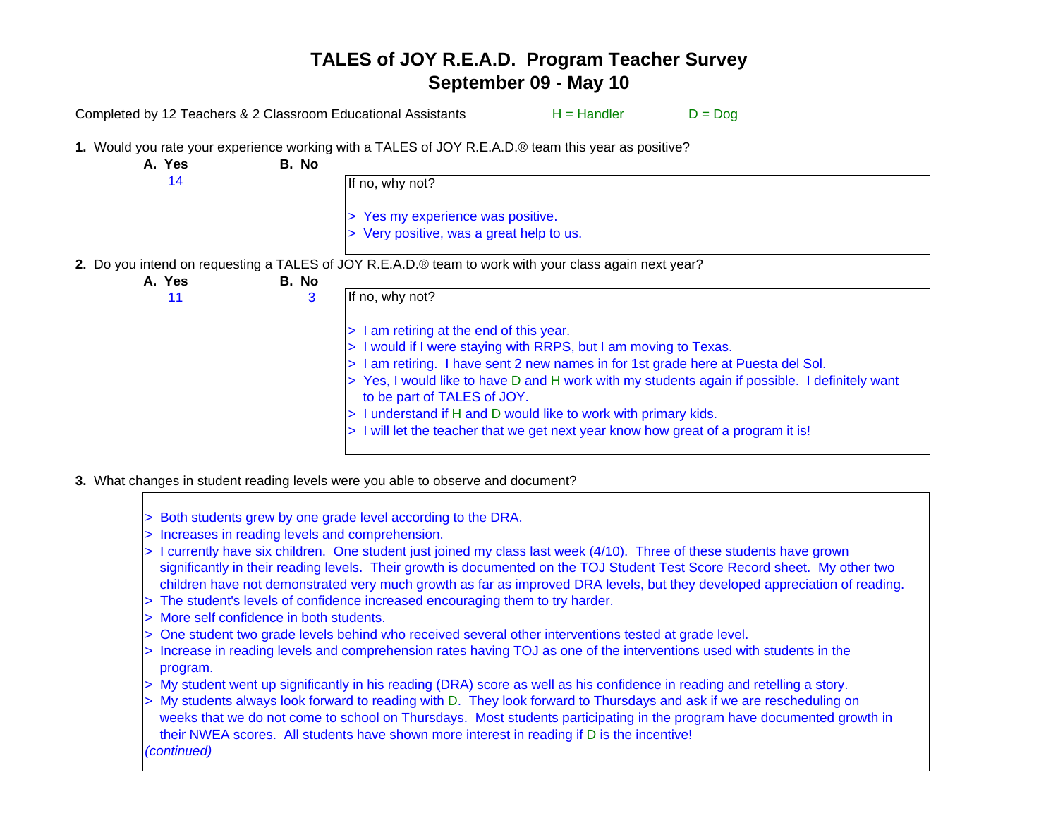# TALES of JOY R.E.A.D. Program Teacher Survey
## September 09 - May 10

Completed by 12 Teachers & 2 Classroom Educational Assistants        H = Handler        D = Dog

**1.** Would you rate your experience working with a TALES of JOY R.E.A.D.® team this year as positive?

| **A. Yes** | **B. No** |
|---|---|
| 14 | |

If no, why not?

> Yes my experience was positive.
> Very positive, was a great help to us.

**2.** Do you intend on requesting a TALES of JOY R.E.A.D.® team to work with your class again next year?

| **A. Yes** | **B. No** |
|---|---|
| 11 | 3 |

If no, why not?

> I am retiring at the end of this year.
> I would if I were staying with RRPS, but I am moving to Texas.
> I am retiring. I have sent 2 new names in for 1st grade here at Puesta del Sol.
> Yes, I would like to have D and H work with my students again if possible. I definitely want to be part of TALES of JOY.
> I understand if H and D would like to work with primary kids.
> I will let the teacher that we get next year know how great of a program it is!

**3.** What changes in student reading levels were you able to observe and document?

> Both students grew by one grade level according to the DRA.
> Increases in reading levels and comprehension.
> I currently have six children. One student just joined my class last week (4/10). Three of these students have grown significantly in their reading levels. Their growth is documented on the TOJ Student Test Score Record sheet. My other two children have not demonstrated very much growth as far as improved DRA levels, but they developed appreciation of reading.
> The student's levels of confidence increased encouraging them to try harder.
> More self confidence in both students.
> One student two grade levels behind who received several other interventions tested at grade level.
> Increase in reading levels and comprehension rates having TOJ as one of the interventions used with students in the program.
> My student went up significantly in his reading (DRA) score as well as his confidence in reading and retelling a story.
> My students always look forward to reading with D. They look forward to Thursdays and ask if we are rescheduling on weeks that we do not come to school on Thursdays. Most students participating in the program have documented growth in their NWEA scores. All students have shown more interest in reading if D is the incentive!

*(continued)*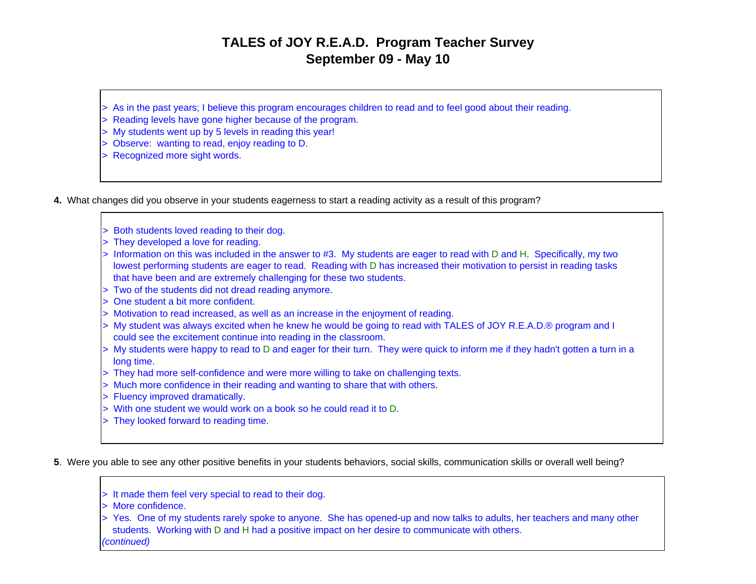# TALES of JOY R.E.A.D. Program Teacher Survey
## September 09 - May 10

> As in the past years; I believe this program encourages children to read and to feel good about their reading.
> Reading levels have gone higher because of the program.
> My students went up by 5 levels in reading this year!
> Observe: wanting to read, enjoy reading to D.
> Recognized more sight words.

**4.** What changes did you observe in your students eagerness to start a reading activity as a result of this program?

> Both students loved reading to their dog.
> They developed a love for reading.
> Information on this was included in the answer to #3. My students are eager to read with D and H. Specifically, my two lowest performing students are eager to read. Reading with D has increased their motivation to persist in reading tasks that have been and are extremely challenging for these two students.
> Two of the students did not dread reading anymore.
> One student a bit more confident.
> Motivation to read increased, as well as an increase in the enjoyment of reading.
> My student was always excited when he knew he would be going to read with TALES of JOY R.E.A.D.® program and I could see the excitement continue into reading in the classroom.
> My students were happy to read to D and eager for their turn. They were quick to inform me if they hadn't gotten a turn in a long time.
> They had more self-confidence and were more willing to take on challenging texts.
> Much more confidence in their reading and wanting to share that with others.
> Fluency improved dramatically.
> With one student we would work on a book so he could read it to D.
> They looked forward to reading time.

**5**. Were you able to see any other positive benefits in your students behaviors, social skills, communication skills or overall well being?

> It made them feel very special to read to their dog.
> More confidence.
> Yes. One of my students rarely spoke to anyone. She has opened-up and now talks to adults, her teachers and many other students. Working with D and H had a positive impact on her desire to communicate with others.

*(continued)*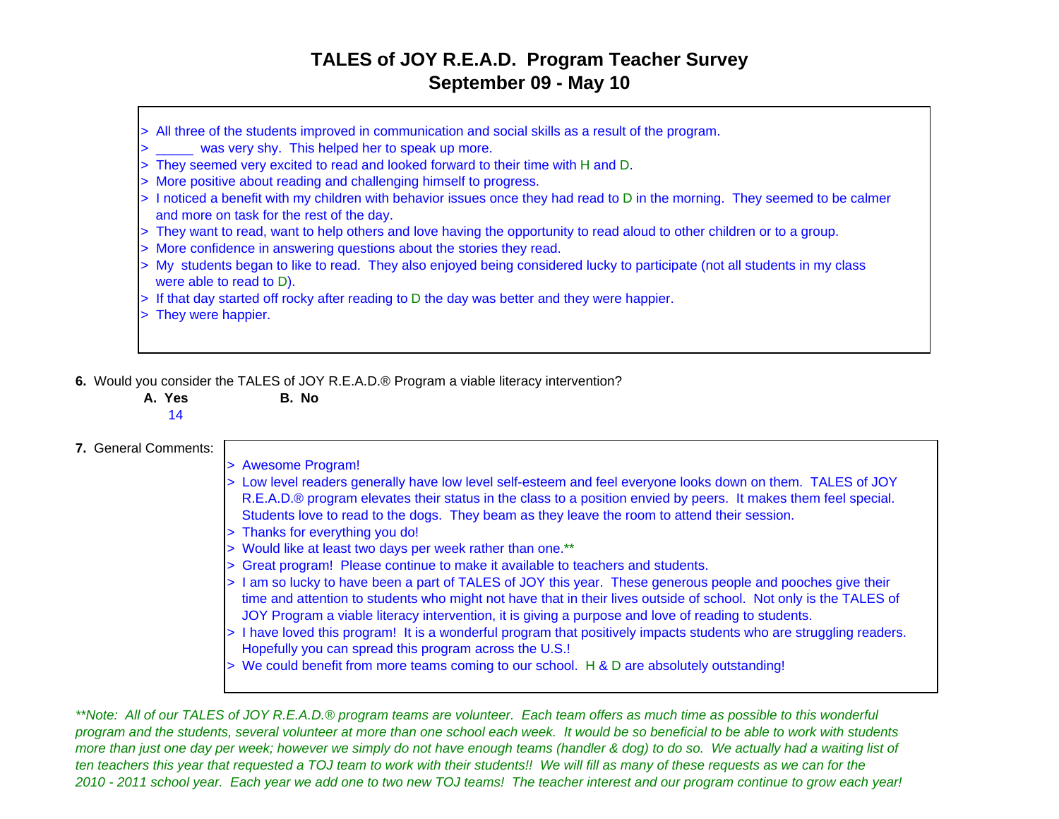# TALES of JOY R.E.A.D. Program Teacher Survey

## September 09 - May 10

> All three of the students improved in communication and social skills as a result of the program.
> _____ was very shy. This helped her to speak up more.
> They seemed very excited to read and looked forward to their time with H and D.
> More positive about reading and challenging himself to progress.
> I noticed a benefit with my children with behavior issues once they had read to D in the morning. They seemed to be calmer and more on task for the rest of the day.
> They want to read, want to help others and love having the opportunity to read aloud to other children or to a group.
> More confidence in answering questions about the stories they read.
> My students began to like to read. They also enjoyed being considered lucky to participate (not all students in my class were able to read to D).
> If that day started off rocky after reading to D the day was better and they were happier.
> They were happier.

**6.** Would you consider the TALES of JOY R.E.A.D.® Program a viable literacy intervention?

| **A. Yes** | **B. No** |
|---|---|
| 14 | |

**7.** General Comments:

> Awesome Program!
> Low level readers generally have low level self-esteem and feel everyone looks down on them. TALES of JOY R.E.A.D.® program elevates their status in the class to a position envied by peers. It makes them feel special. Students love to read to the dogs. They beam as they leave the room to attend their session.
> Thanks for everything you do!
> Would like at least two days per week rather than one.**
> Great program! Please continue to make it available to teachers and students.
> I am so lucky to have been a part of TALES of JOY this year. These generous people and pooches give their time and attention to students who might not have that in their lives outside of school. Not only is the TALES of JOY Program a viable literacy intervention, it is giving a purpose and love of reading to students.
> I have loved this program! It is a wonderful program that positively impacts students who are struggling readers. Hopefully you can spread this program across the U.S.!
> We could benefit from more teams coming to our school. H & D are absolutely outstanding!

*\*\*Note: All of our TALES of JOY R.E.A.D.® program teams are volunteer. Each team offers as much time as possible to this wonderful program and the students, several volunteer at more than one school each week. It would be so beneficial to be able to work with students more than just one day per week; however we simply do not have enough teams (handler & dog) to do so. We actually had a waiting list of ten teachers this year that requested a TOJ team to work with their students!! We will fill as many of these requests as we can for the 2010 - 2011 school year. Each year we add one to two new TOJ teams! The teacher interest and our program continue to grow each year!*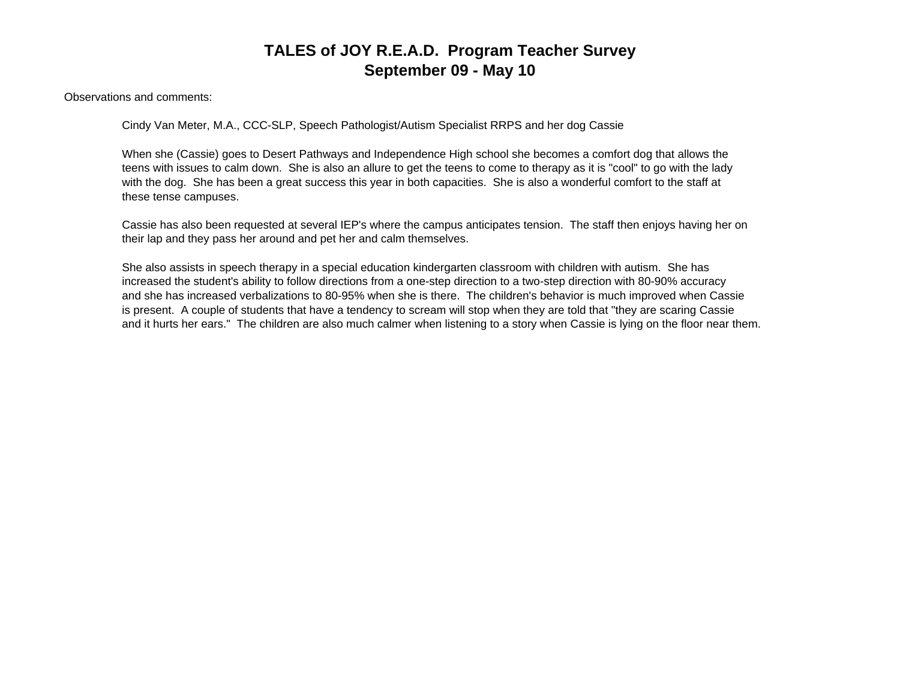# TALES of JOY R.E.A.D. Program Teacher Survey
## September 09 - May 10

Observations and comments:

Cindy Van Meter, M.A., CCC-SLP, Speech Pathologist/Autism Specialist RRPS and her dog Cassie

When she (Cassie) goes to Desert Pathways and Independence High school she becomes a comfort dog that allows the teens with issues to calm down. She is also an allure to get the teens to come to therapy as it is "cool" to go with the lady with the dog. She has been a great success this year in both capacities. She is also a wonderful comfort to the staff at these tense campuses.

Cassie has also been requested at several IEP's where the campus anticipates tension. The staff then enjoys having her on their lap and they pass her around and pet her and calm themselves.

She also assists in speech therapy in a special education kindergarten classroom with children with autism. She has increased the student's ability to follow directions from a one-step direction to a two-step direction with 80-90% accuracy and she has increased verbalizations to 80-95% when she is there. The children's behavior is much improved when Cassie is present. A couple of students that have a tendency to scream will stop when they are told that "they are scaring Cassie and it hurts her ears." The children are also much calmer when listening to a story when Cassie is lying on the floor near them.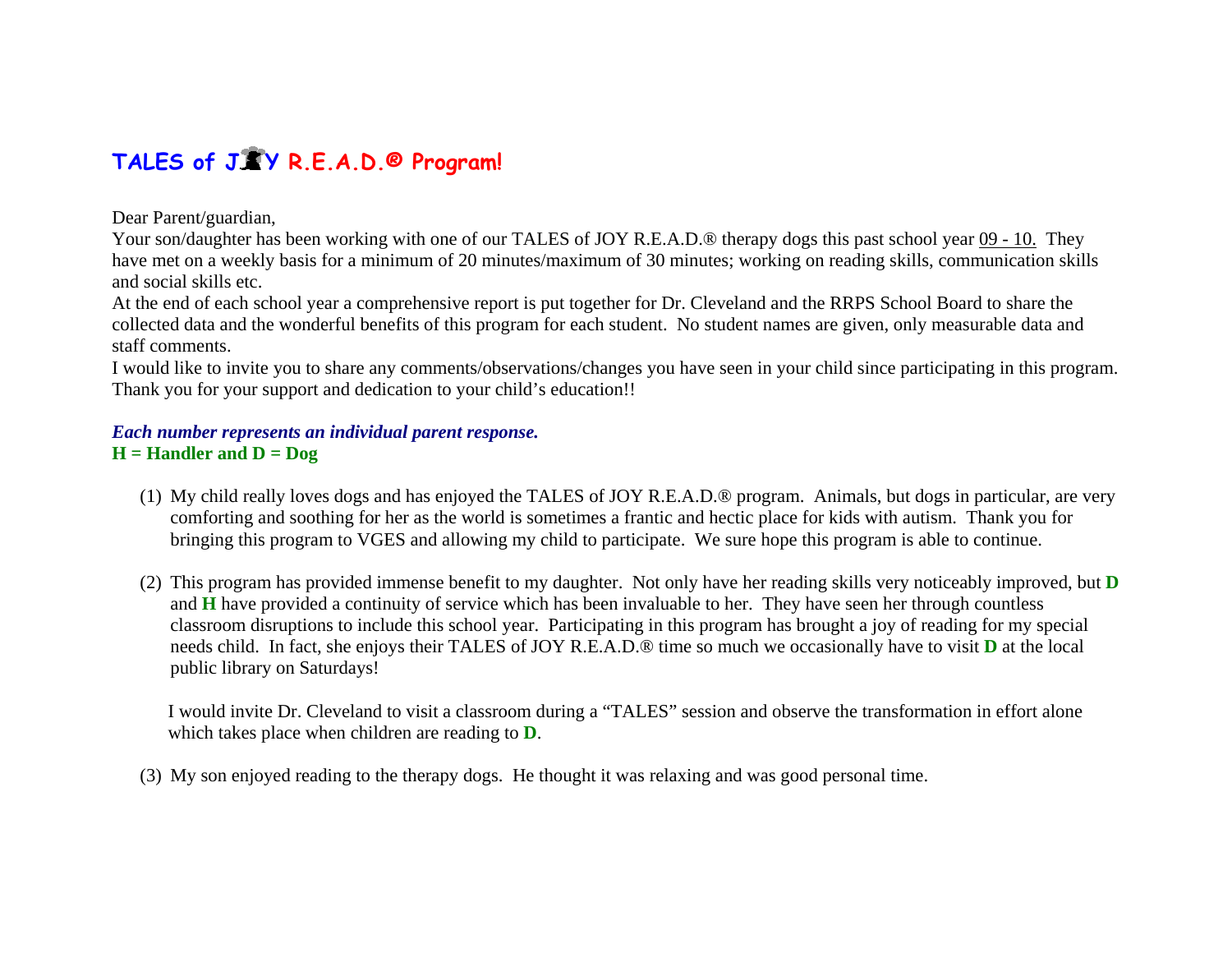# TALES of JOY R.E.A.D.® Program!

Dear Parent/guardian,
Your son/daughter has been working with one of our TALES of JOY R.E.A.D.® therapy dogs this past school year 09 - 10. They have met on a weekly basis for a minimum of 20 minutes/maximum of 30 minutes; working on reading skills, communication skills and social skills etc.
At the end of each school year a comprehensive report is put together for Dr. Cleveland and the RRPS School Board to share the collected data and the wonderful benefits of this program for each student. No student names are given, only measurable data and staff comments.
I would like to invite you to share any comments/observations/changes you have seen in your child since participating in this program. Thank you for your support and dedication to your child's education!!

***Each number represents an individual parent response.***
**H = Handler and D = Dog**

(1) My child really loves dogs and has enjoyed the TALES of JOY R.E.A.D.® program. Animals, but dogs in particular, are very comforting and soothing for her as the world is sometimes a frantic and hectic place for kids with autism. Thank you for bringing this program to VGES and allowing my child to participate. We sure hope this program is able to continue.

(2) This program has provided immense benefit to my daughter. Not only have her reading skills very noticeably improved, but **D** and **H** have provided a continuity of service which has been invaluable to her. They have seen her through countless classroom disruptions to include this school year. Participating in this program has brought a joy of reading for my special needs child. In fact, she enjoys their TALES of JOY R.E.A.D.® time so much we occasionally have to visit **D** at the local public library on Saturdays!

I would invite Dr. Cleveland to visit a classroom during a "TALES" session and observe the transformation in effort alone which takes place when children are reading to **D**.

(3) My son enjoyed reading to the therapy dogs. He thought it was relaxing and was good personal time.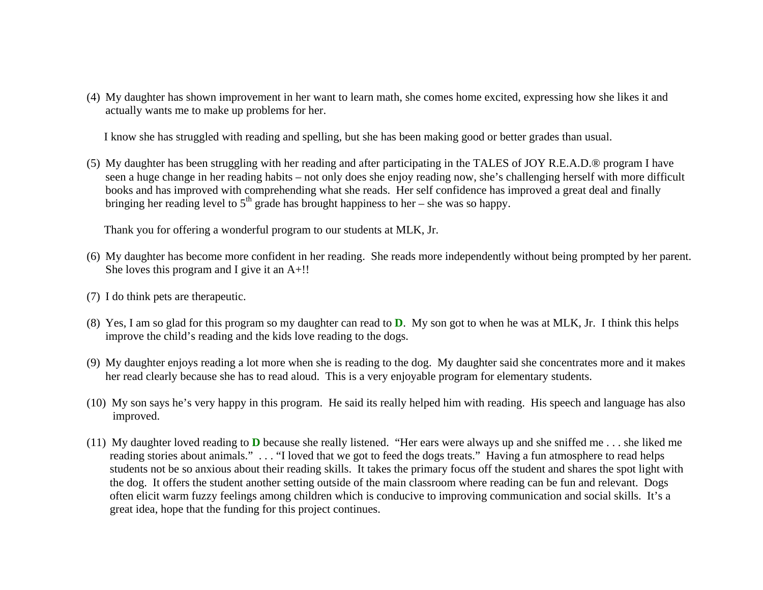(4) My daughter has shown improvement in her want to learn math, she comes home excited, expressing how she likes it and actually wants me to make up problems for her.

I know she has struggled with reading and spelling, but she has been making good or better grades than usual.

(5) My daughter has been struggling with her reading and after participating in the TALES of JOY R.E.A.D.® program I have seen a huge change in her reading habits – not only does she enjoy reading now, she's challenging herself with more difficult books and has improved with comprehending what she reads. Her self confidence has improved a great deal and finally bringing her reading level to 5th grade has brought happiness to her – she was so happy.

Thank you for offering a wonderful program to our students at MLK, Jr.

(6) My daughter has become more confident in her reading. She reads more independently without being prompted by her parent. She loves this program and I give it an A+!!

(7) I do think pets are therapeutic.

(8) Yes, I am so glad for this program so my daughter can read to **D**. My son got to when he was at MLK, Jr. I think this helps improve the child's reading and the kids love reading to the dogs.

(9) My daughter enjoys reading a lot more when she is reading to the dog. My daughter said she concentrates more and it makes her read clearly because she has to read aloud. This is a very enjoyable program for elementary students.

(10) My son says he's very happy in this program. He said its really helped him with reading. His speech and language has also improved.

(11) My daughter loved reading to **D** because she really listened. "Her ears were always up and she sniffed me . . . she liked me reading stories about animals." . . . "I loved that we got to feed the dogs treats." Having a fun atmosphere to read helps students not be so anxious about their reading skills. It takes the primary focus off the student and shares the spot light with the dog. It offers the student another setting outside of the main classroom where reading can be fun and relevant. Dogs often elicit warm fuzzy feelings among children which is conducive to improving communication and social skills. It's a great idea, hope that the funding for this project continues.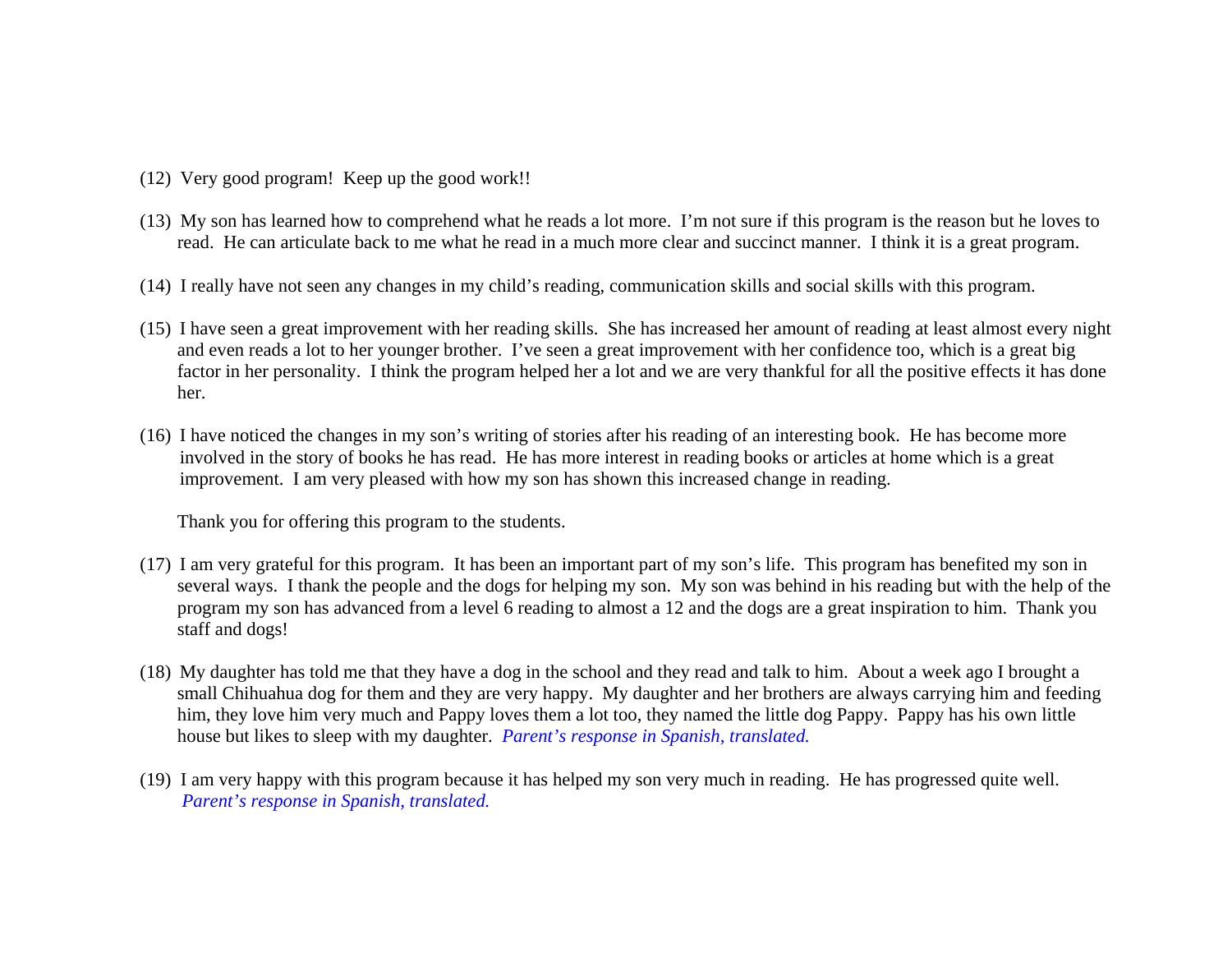(12) Very good program! Keep up the good work!!

(13) My son has learned how to comprehend what he reads a lot more. I'm not sure if this program is the reason but he loves to read. He can articulate back to me what he read in a much more clear and succinct manner. I think it is a great program.

(14) I really have not seen any changes in my child's reading, communication skills and social skills with this program.

(15) I have seen a great improvement with her reading skills. She has increased her amount of reading at least almost every night and even reads a lot to her younger brother. I've seen a great improvement with her confidence too, which is a great big factor in her personality. I think the program helped her a lot and we are very thankful for all the positive effects it has done her.

(16) I have noticed the changes in my son's writing of stories after his reading of an interesting book. He has become more involved in the story of books he has read. He has more interest in reading books or articles at home which is a great improvement. I am very pleased with how my son has shown this increased change in reading.

Thank you for offering this program to the students.

(17) I am very grateful for this program. It has been an important part of my son's life. This program has benefited my son in several ways. I thank the people and the dogs for helping my son. My son was behind in his reading but with the help of the program my son has advanced from a level 6 reading to almost a 12 and the dogs are a great inspiration to him. Thank you staff and dogs!

(18) My daughter has told me that they have a dog in the school and they read and talk to him. About a week ago I brought a small Chihuahua dog for them and they are very happy. My daughter and her brothers are always carrying him and feeding him, they love him very much and Pappy loves them a lot too, they named the little dog Pappy. Pappy has his own little house but likes to sleep with my daughter. *Parent's response in Spanish, translated.*

(19) I am very happy with this program because it has helped my son very much in reading. He has progressed quite well. *Parent's response in Spanish, translated.*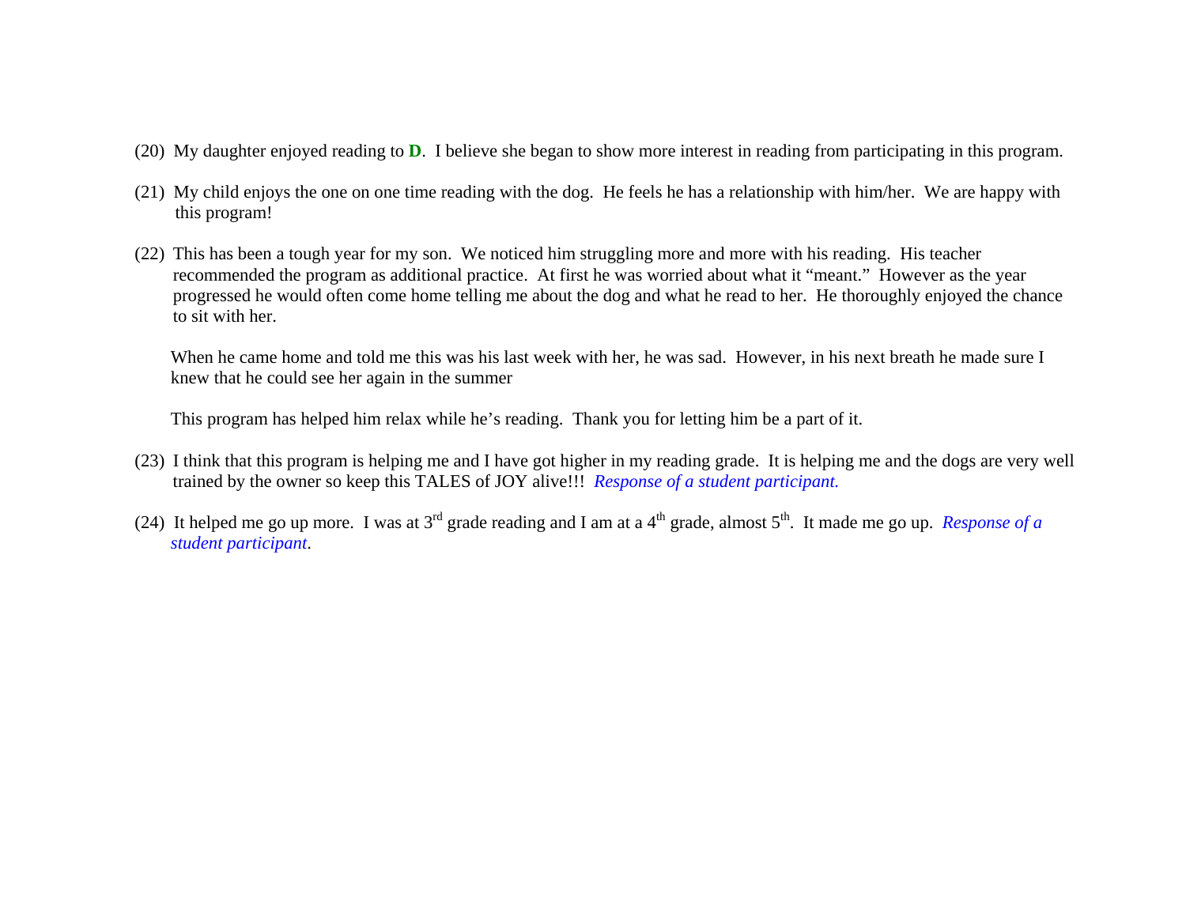(20) My daughter enjoyed reading to **D**. I believe she began to show more interest in reading from participating in this program.

(21) My child enjoys the one on one time reading with the dog. He feels he has a relationship with him/her. We are happy with this program!

(22) This has been a tough year for my son. We noticed him struggling more and more with his reading. His teacher recommended the program as additional practice. At first he was worried about what it "meant." However as the year progressed he would often come home telling me about the dog and what he read to her. He thoroughly enjoyed the chance to sit with her.

When he came home and told me this was his last week with her, he was sad. However, in his next breath he made sure I knew that he could see her again in the summer

This program has helped him relax while he's reading. Thank you for letting him be a part of it.

(23) I think that this program is helping me and I have got higher in my reading grade. It is helping me and the dogs are very well trained by the owner so keep this TALES of JOY alive!!! *Response of a student participant.*

(24) It helped me go up more. I was at 3rd grade reading and I am at a 4th grade, almost 5th. It made me go up. *Response of a student participant*.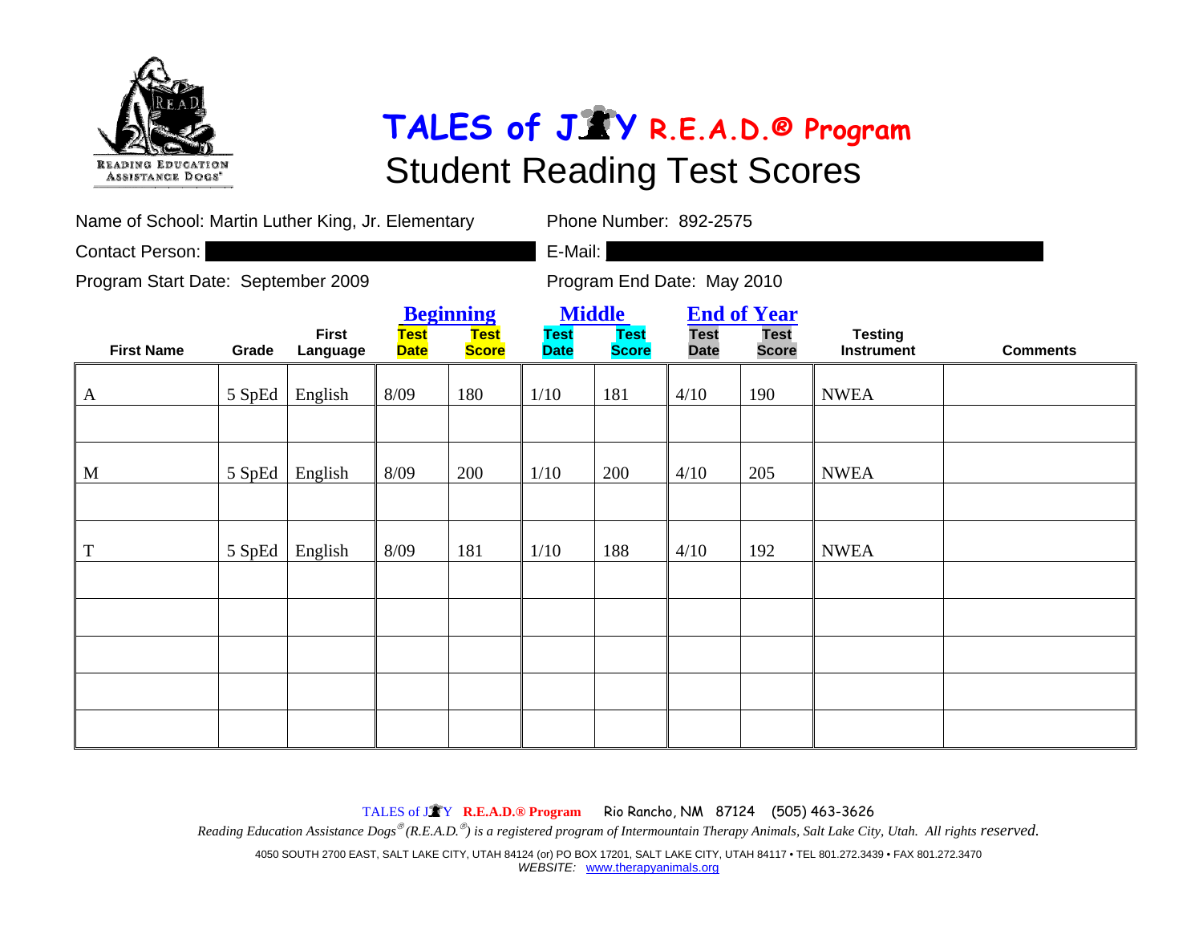# TALES of JOY R.E.A.D.® Program

## Student Reading Test Scores

Name of School: Martin Luther King, Jr. Elementary

Phone Number: 892-2575

Contact Person:

E-Mail:

Program Start Date: September 2009

Program End Date: May 2010

| First Name | Grade | First Language | Beginning | | Middle | | End of Year | | Testing Instrument | Comments |
|---|---|---|---|---|---|---|---|---|---|---|
| | | | Test Date | Test Score | Test Date | Test Score | Test Date | Test Score | | |
| A | 5 SpEd | English | 8/09 | 180 | 1/10 | 181 | 4/10 | 190 | NWEA | |
| | | | | | | | | | | |
| M | 5 SpEd | English | 8/09 | 200 | 1/10 | 200 | 4/10 | 205 | NWEA | |
| | | | | | | | | | | |
| T | 5 SpEd | English | 8/09 | 181 | 1/10 | 188 | 4/10 | 192 | NWEA | |
| | | | | | | | | | | |
| | | | | | | | | | | |
| | | | | | | | | | | |
| | | | | | | | | | | |
| | | | | | | | | | | |

TALES of JOY R.E.A.D.® Program Rio Rancho, NM 87124 (505) 463-3626

*Reading Education Assistance Dogs® (R.E.A.D.®) is a registered program of Intermountain Therapy Animals, Salt Lake City, Utah. All rights reserved.*

4050 SOUTH 2700 EAST, SALT LAKE CITY, UTAH 84124 (or) PO BOX 17201, SALT LAKE CITY, UTAH 84117 • TEL 801.272.3439 • FAX 801.272.3470
*WEBSITE:* www.therapyanimals.org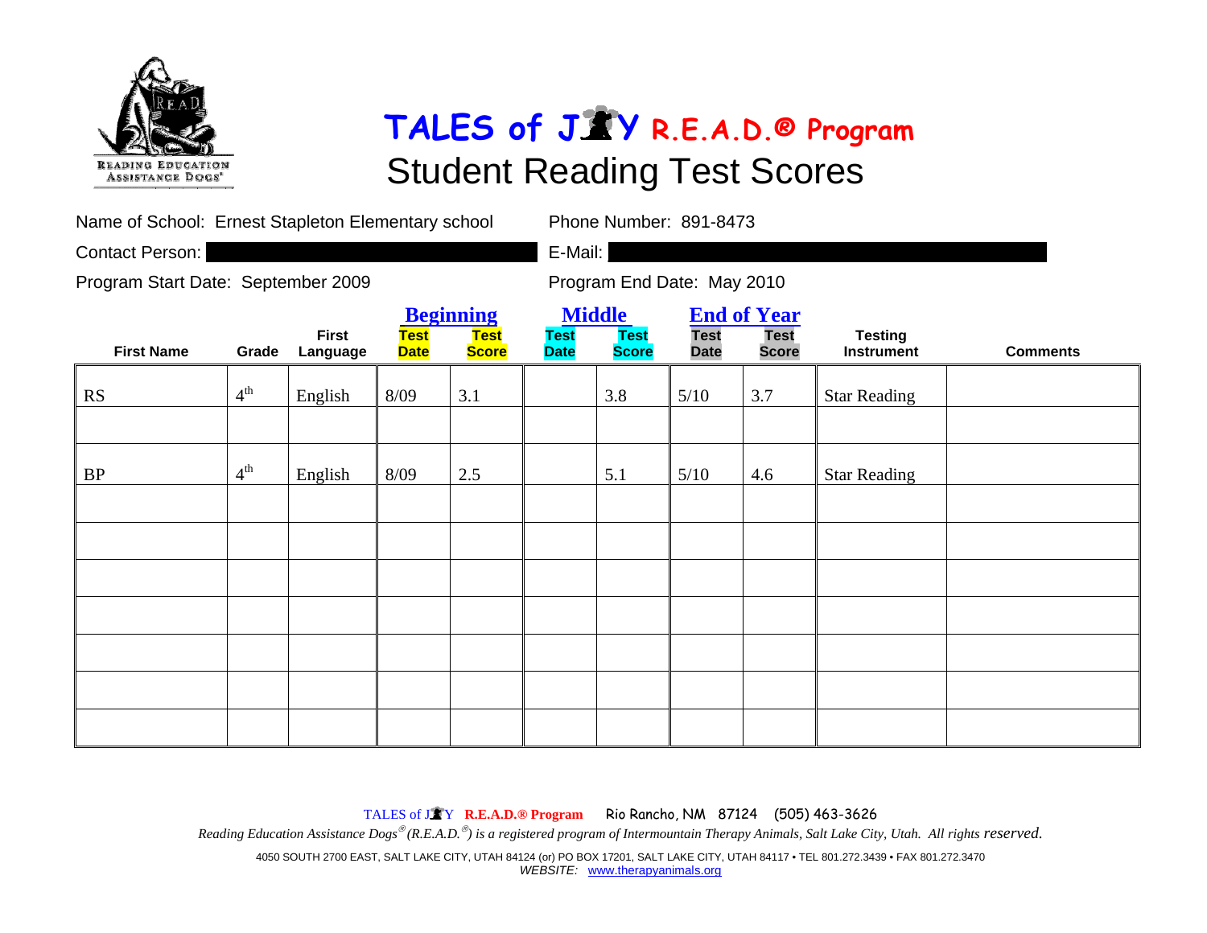# TALES of JOY R.E.A.D.® Program

## Student Reading Test Scores

Name of School: Ernest Stapleton Elementary school

Phone Number: 891-8473

Contact Person:

E-Mail:

Program Start Date: September 2009

Program End Date: May 2010

| First Name | Grade | First Language | Beginning | | Middle | | End of Year | | Testing Instrument | Comments |
|---|---|---|---|---|---|---|---|---|---|---|
| | | | Test Date | Test Score | Test Date | Test Score | Test Date | Test Score | | |
| RS | 4th | English | 8/09 | 3.1 | | 3.8 | 5/10 | 3.7 | Star Reading | |
| | | | | | | | | | | |
| BP | 4th | English | 8/09 | 2.5 | | 5.1 | 5/10 | 4.6 | Star Reading | |
| | | | | | | | | | | |
| | | | | | | | | | | |
| | | | | | | | | | | |
| | | | | | | | | | | |
| | | | | | | | | | | |
| | | | | | | | | | | |
| | | | | | | | | | | |

TALES of JOY R.E.A.D.® Program Rio Rancho, NM 87124 (505) 463-3626

*Reading Education Assistance Dogs® (R.E.A.D.®) is a registered program of Intermountain Therapy Animals, Salt Lake City, Utah. All rights reserved.*

4050 SOUTH 2700 EAST, SALT LAKE CITY, UTAH 84124 (or) PO BOX 17201, SALT LAKE CITY, UTAH 84117 • TEL 801.272.3439 • FAX 801.272.3470

*WEBSITE:* www.therapyanimals.org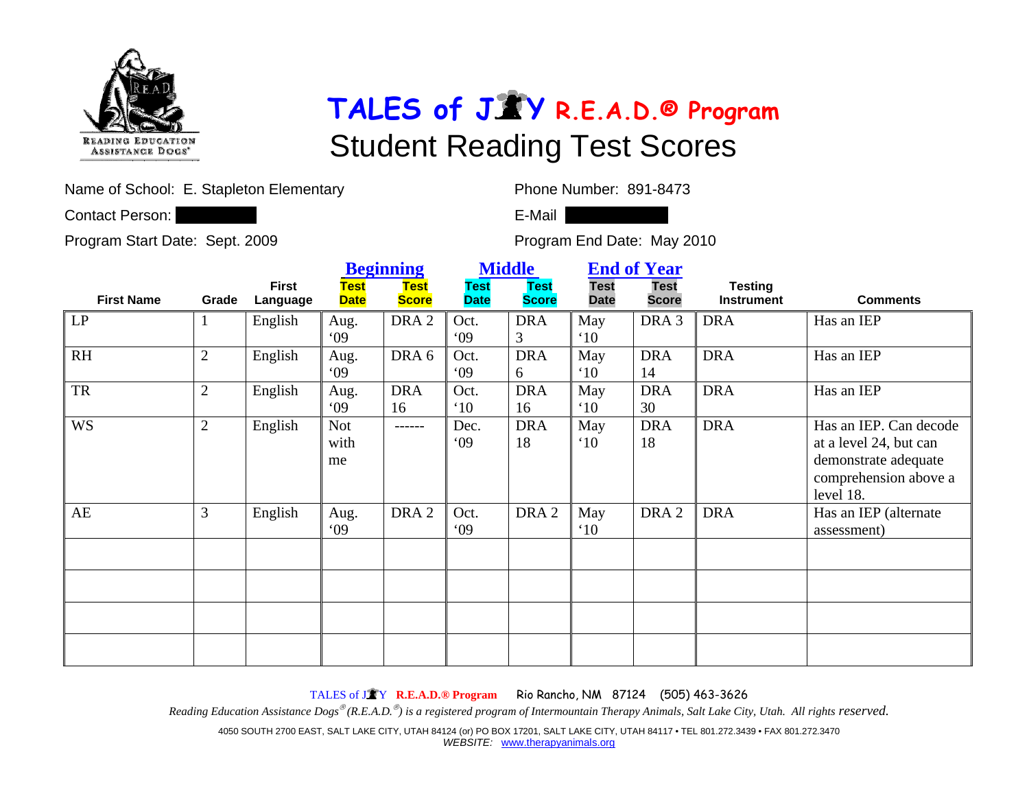# TALES of JOY R.E.A.D.® Program

## Student Reading Test Scores

Name of School: E. Stapleton Elementary

Phone Number: 891-8473

Contact Person:

E-Mail

Program Start Date: Sept. 2009

Program End Date: May 2010

| First Name | Grade | First Language | Beginning Test Date | Beginning Test Score | Middle Test Date | Middle Test Score | End of Year Test Date | End of Year Test Score | Testing Instrument | Comments |
|---|---|---|---|---|---|---|---|---|---|---|
| LP | 1 | English | Aug. '09 | DRA 2 | Oct. '09 | DRA 3 | May '10 | DRA 3 | DRA | Has an IEP |
| RH | 2 | English | Aug. '09 | DRA 6 | Oct. '09 | DRA 6 | May '10 | DRA 14 | DRA | Has an IEP |
| TR | 2 | English | Aug. '09 | DRA 16 | Oct. '10 | DRA 16 | May '10 | DRA 30 | DRA | Has an IEP |
| WS | 2 | English | Not with me | ------ | Dec. '09 | DRA 18 | May '10 | DRA 18 | DRA | Has an IEP. Can decode at a level 24, but can demonstrate adequate comprehension above a level 18. |
| AE | 3 | English | Aug. '09 | DRA 2 | Oct. '09 | DRA 2 | May '10 | DRA 2 | DRA | Has an IEP (alternate assessment) |
| | | | | | | | | | | |
| | | | | | | | | | | |
| | | | | | | | | | | |
| | | | | | | | | | | |

TALES of JOY **R.E.A.D.® Program** Rio Rancho, NM 87124 (505) 463-3626

*Reading Education Assistance Dogs® (R.E.A.D.®) is a registered program of Intermountain Therapy Animals, Salt Lake City, Utah. All rights reserved.*

4050 SOUTH 2700 EAST, SALT LAKE CITY, UTAH 84124 (or) PO BOX 17201, SALT LAKE CITY, UTAH 84117 • TEL 801.272.3439 • FAX 801.272.3470
*WEBSITE:* www.therapyanimals.org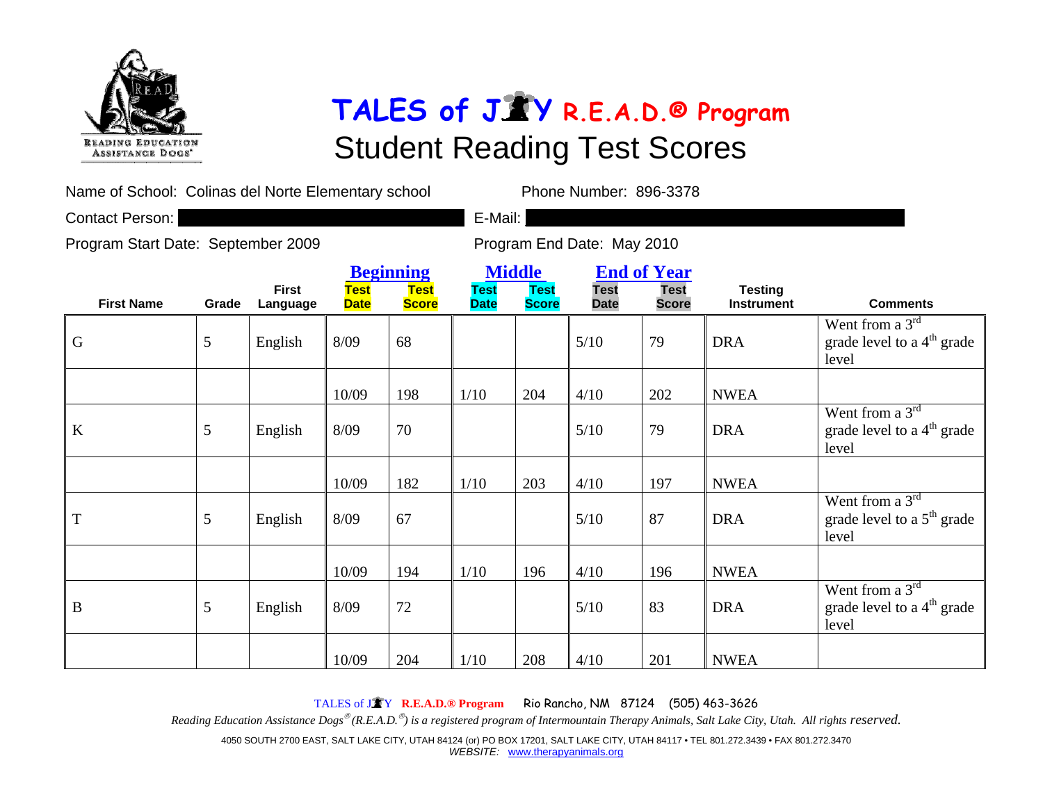# TALES of JOY R.E.A.D.® Program

## Student Reading Test Scores

Name of School: Colinas del Norte Elementary school

Phone Number: 896-3378

Contact Person:

E-Mail:

Program Start Date: September 2009

Program End Date: May 2010

| First Name | Grade | First Language | Beginning | | Middle | | End of Year | | Testing Instrument | Comments |
|---|---|---|---|---|---|---|---|---|---|---|
| | | | Test Date | Test Score | Test Date | Test Score | Test Date | Test Score | | |
| G | 5 | English | 8/09 | 68 | | | 5/10 | 79 | DRA | Went from a 3rd grade level to a 4th grade level |
| | | | 10/09 | 198 | 1/10 | 204 | 4/10 | 202 | NWEA | |
| K | 5 | English | 8/09 | 70 | | | 5/10 | 79 | DRA | Went from a 3rd grade level to a 4th grade level |
| | | | 10/09 | 182 | 1/10 | 203 | 4/10 | 197 | NWEA | |
| T | 5 | English | 8/09 | 67 | | | 5/10 | 87 | DRA | Went from a 3rd grade level to a 5th grade level |
| | | | 10/09 | 194 | 1/10 | 196 | 4/10 | 196 | NWEA | |
| B | 5 | English | 8/09 | 72 | | | 5/10 | 83 | DRA | Went from a 3rd grade level to a 4th grade level |
| | | | 10/09 | 204 | 1/10 | 208 | 4/10 | 201 | NWEA | |

TALES of JOY R.E.A.D.® Program Rio Rancho, NM 87124 (505) 463-3626

*Reading Education Assistance Dogs® (R.E.A.D.®) is a registered program of Intermountain Therapy Animals, Salt Lake City, Utah. All rights reserved.*

4050 SOUTH 2700 EAST, SALT LAKE CITY, UTAH 84124 (or) PO BOX 17201, SALT LAKE CITY, UTAH 84117 • TEL 801.272.3439 • FAX 801.272.3470

*WEBSITE:* www.therapyanimals.org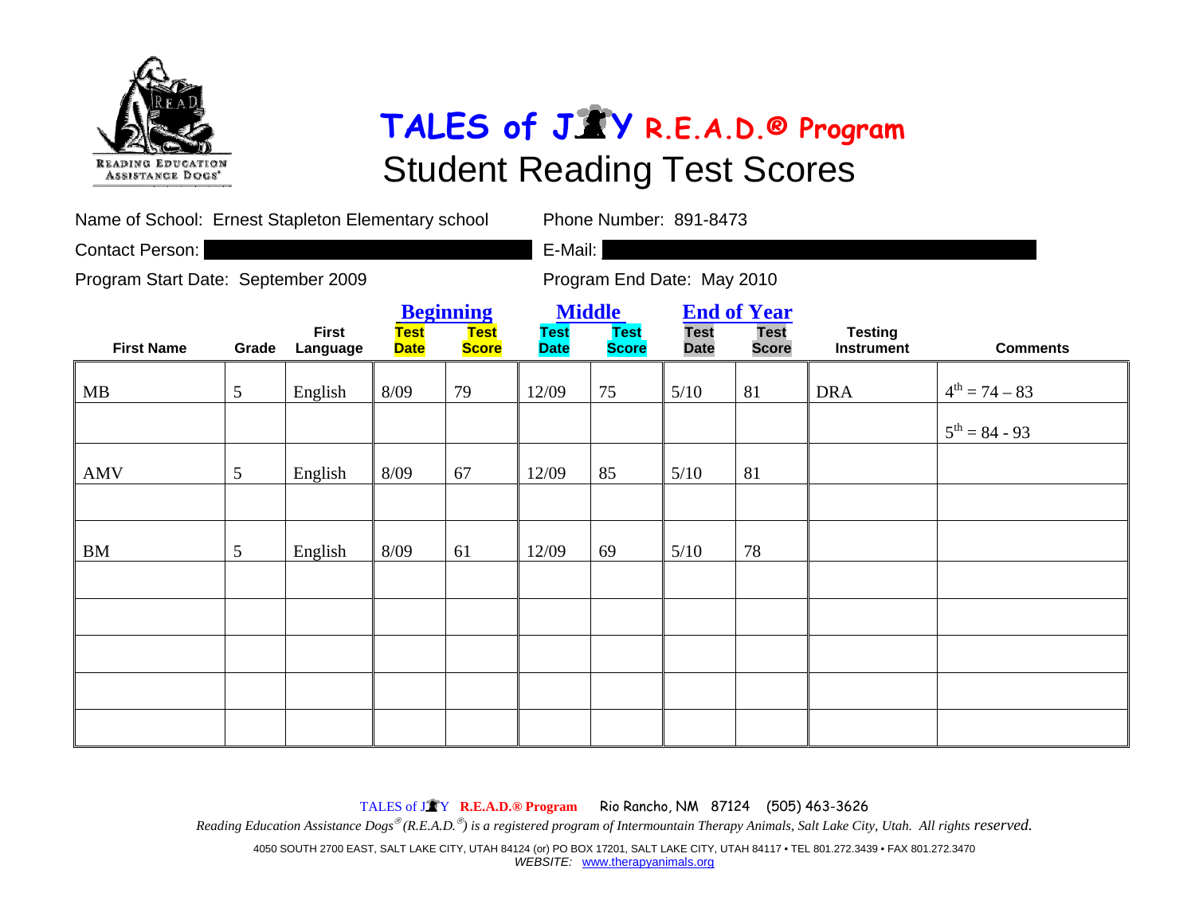READING EDUCATION ASSISTANCE DOGS®

# TALES of JOY R.E.A.D.® Program

## Student Reading Test Scores

Name of School: Ernest Stapleton Elementary school

Phone Number: 891-8473

Contact Person:

E-Mail:

Program Start Date: September 2009

Program End Date: May 2010

| First Name | Grade | First Language | Beginning | | Middle | | End of Year | | Testing Instrument | Comments |
|---|---|---|---|---|---|---|---|---|---|---|
| | | | Test Date | Test Score | Test Date | Test Score | Test Date | Test Score | | |
| MB | 5 | English | 8/09 | 79 | 12/09 | 75 | 5/10 | 81 | DRA | 4th = 74 – 83 |
| | | | | | | | | | | 5th = 84 - 93 |
| AMV | 5 | English | 8/09 | 67 | 12/09 | 85 | 5/10 | 81 | | |
| | | | | | | | | | | |
| BM | 5 | English | 8/09 | 61 | 12/09 | 69 | 5/10 | 78 | | |
| | | | | | | | | | | |
| | | | | | | | | | | |
| | | | | | | | | | | |
| | | | | | | | | | | |
| | | | | | | | | | | |

TALES of JOY **R.E.A.D.® Program** Rio Rancho, NM 87124 (505) 463-3626

*Reading Education Assistance Dogs® (R.E.A.D.®) is a registered program of Intermountain Therapy Animals, Salt Lake City, Utah. All rights reserved.*

4050 SOUTH 2700 EAST, SALT LAKE CITY, UTAH 84124 (or) PO BOX 17201, SALT LAKE CITY, UTAH 84117 • TEL 801.272.3439 • FAX 801.272.3470
*WEBSITE:* www.therapyanimals.org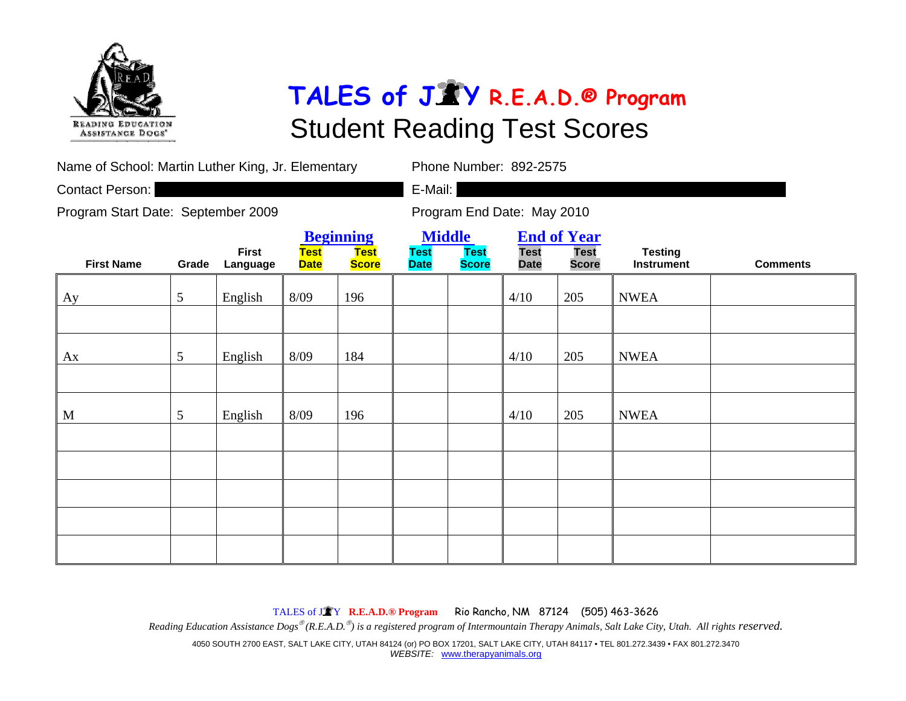# TALES of JOY R.E.A.D.® Program

## Student Reading Test Scores

Name of School: Martin Luther King, Jr. Elementary

Phone Number: 892-2575

Contact Person:

E-Mail:

Program Start Date: September 2009

Program End Date: May 2010

| First Name | Grade | First Language | Beginning | | Middle | | End of Year | | Testing Instrument | Comments |
|---|---|---|---|---|---|---|---|---|---|---|
| | | | Test Date | Test Score | Test Date | Test Score | Test Date | Test Score | | |
| Ay | 5 | English | 8/09 | 196 | | | 4/10 | 205 | NWEA | |
| | | | | | | | | | | |
| Ax | 5 | English | 8/09 | 184 | | | 4/10 | 205 | NWEA | |
| | | | | | | | | | | |
| M | 5 | English | 8/09 | 196 | | | 4/10 | 205 | NWEA | |
| | | | | | | | | | | |
| | | | | | | | | | | |
| | | | | | | | | | | |
| | | | | | | | | | | |
| | | | | | | | | | | |

TALES of JOY R.E.A.D.® Program Rio Rancho, NM 87124 (505) 463-3626

*Reading Education Assistance Dogs® (R.E.A.D.®) is a registered program of Intermountain Therapy Animals, Salt Lake City, Utah. All rights reserved.*

4050 SOUTH 2700 EAST, SALT LAKE CITY, UTAH 84124 (or) PO BOX 17201, SALT LAKE CITY, UTAH 84117 • TEL 801.272.3439 • FAX 801.272.3470
*WEBSITE:* www.therapyanimals.org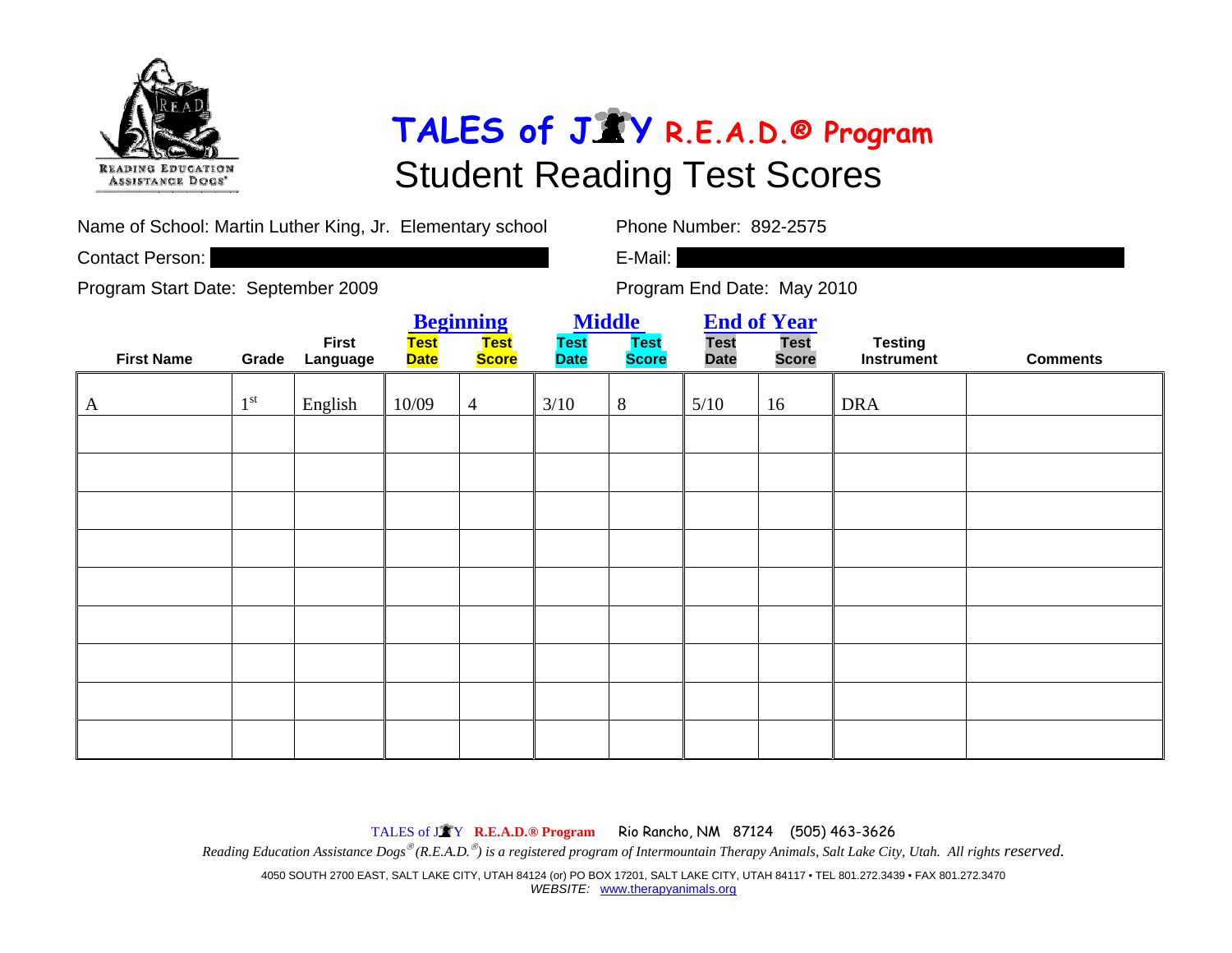# TALES of JOY R.E.A.D.® Program

## Student Reading Test Scores

Name of School: Martin Luther King, Jr. Elementary school

Phone Number: 892-2575

Contact Person:

E-Mail:

Program Start Date: September 2009

Program End Date: May 2010

| First Name | Grade | First Language | Beginning | | Middle | | End of Year | | Testing Instrument | Comments |
|---|---|---|---|---|---|---|---|---|---|---|
| | | | Test Date | Test Score | Test Date | Test Score | Test Date | Test Score | | |
| A | 1st | English | 10/09 | 4 | 3/10 | 8 | 5/10 | 16 | DRA | |
| | | | | | | | | | | |
| | | | | | | | | | | |
| | | | | | | | | | | |
| | | | | | | | | | | |
| | | | | | | | | | | |
| | | | | | | | | | | |
| | | | | | | | | | | |
| | | | | | | | | | | |
| | | | | | | | | | | |

TALES of JOY R.E.A.D.® Program Rio Rancho, NM 87124 (505) 463-3626

*Reading Education Assistance Dogs® (R.E.A.D.®) is a registered program of Intermountain Therapy Animals, Salt Lake City, Utah. All rights reserved.*

4050 SOUTH 2700 EAST, SALT LAKE CITY, UTAH 84124 (or) PO BOX 17201, SALT LAKE CITY, UTAH 84117 • TEL 801.272.3439 • FAX 801.272.3470

*WEBSITE:* www.therapyanimals.org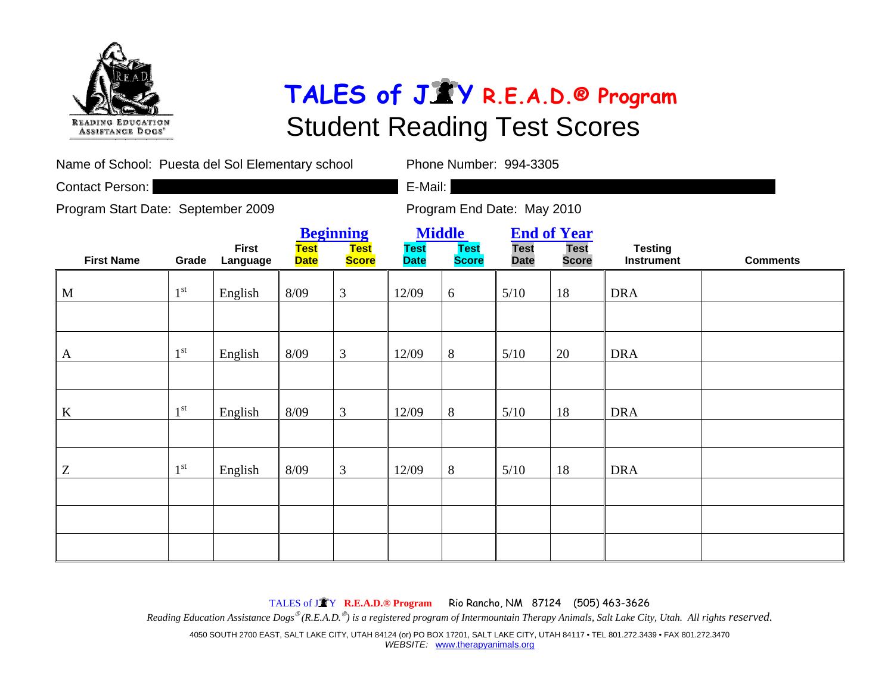# TALES of JOY R.E.A.D.® Program

## Student Reading Test Scores

Name of School: Puesta del Sol Elementary school

Phone Number: 994-3305

Contact Person:

E-Mail:

Program Start Date: September 2009

Program End Date: May 2010

| First Name | Grade | First Language | Beginning Test Date | Beginning Test Score | Middle Test Date | Middle Test Score | End of Year Test Date | End of Year Test Score | Testing Instrument | Comments |
|---|---|---|---|---|---|---|---|---|---|---|
| M | 1st | English | 8/09 | 3 | 12/09 | 6 | 5/10 | 18 | DRA | |
| | | | | | | | | | | |
| A | 1st | English | 8/09 | 3 | 12/09 | 8 | 5/10 | 20 | DRA | |
| | | | | | | | | | | |
| K | 1st | English | 8/09 | 3 | 12/09 | 8 | 5/10 | 18 | DRA | |
| | | | | | | | | | | |
| Z | 1st | English | 8/09 | 3 | 12/09 | 8 | 5/10 | 18 | DRA | |
| | | | | | | | | | | |
| | | | | | | | | | | |
| | | | | | | | | | | |

TALES of JOY **R.E.A.D.® Program** Rio Rancho, NM 87124 (505) 463-3626

*Reading Education Assistance Dogs® (R.E.A.D.®) is a registered program of Intermountain Therapy Animals, Salt Lake City, Utah. All rights reserved.*

4050 SOUTH 2700 EAST, SALT LAKE CITY, UTAH 84124 (or) PO BOX 17201, SALT LAKE CITY, UTAH 84117 • TEL 801.272.3439 • FAX 801.272.3470

*WEBSITE:* www.therapyanimals.org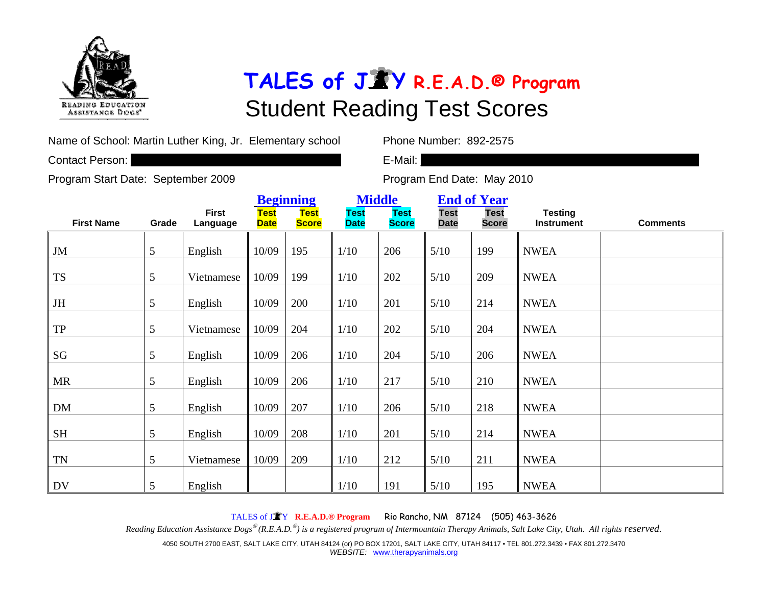# TALES of JOY R.E.A.D.® Program

## Student Reading Test Scores

Name of School: Martin Luther King, Jr. Elementary school

Phone Number: 892-2575

Contact Person:

E-Mail:

Program Start Date: September 2009

Program End Date: May 2010

| | | | Beginning | | Middle | | End of Year | | | |
|---|---|---|---|---|---|---|---|---|---|---|
| First Name | Grade | First Language | Test Date | Test Score | Test Date | Test Score | Test Date | Test Score | Testing Instrument | Comments |
| JM | 5 | English | 10/09 | 195 | 1/10 | 206 | 5/10 | 199 | NWEA | |
| TS | 5 | Vietnamese | 10/09 | 199 | 1/10 | 202 | 5/10 | 209 | NWEA | |
| JH | 5 | English | 10/09 | 200 | 1/10 | 201 | 5/10 | 214 | NWEA | |
| TP | 5 | Vietnamese | 10/09 | 204 | 1/10 | 202 | 5/10 | 204 | NWEA | |
| SG | 5 | English | 10/09 | 206 | 1/10 | 204 | 5/10 | 206 | NWEA | |
| MR | 5 | English | 10/09 | 206 | 1/10 | 217 | 5/10 | 210 | NWEA | |
| DM | 5 | English | 10/09 | 207 | 1/10 | 206 | 5/10 | 218 | NWEA | |
| SH | 5 | English | 10/09 | 208 | 1/10 | 201 | 5/10 | 214 | NWEA | |
| TN | 5 | Vietnamese | 10/09 | 209 | 1/10 | 212 | 5/10 | 211 | NWEA | |
| DV | 5 | English | | | 1/10 | 191 | 5/10 | 195 | NWEA | |

TALES of JOY R.E.A.D.® Program Rio Rancho, NM 87124 (505) 463-3626

*Reading Education Assistance Dogs® (R.E.A.D.®) is a registered program of Intermountain Therapy Animals, Salt Lake City, Utah. All rights reserved.*

4050 SOUTH 2700 EAST, SALT LAKE CITY, UTAH 84124 (or) PO BOX 17201, SALT LAKE CITY, UTAH 84117 • TEL 801.272.3439 • FAX 801.272.3470
*WEBSITE:* www.therapyanimals.org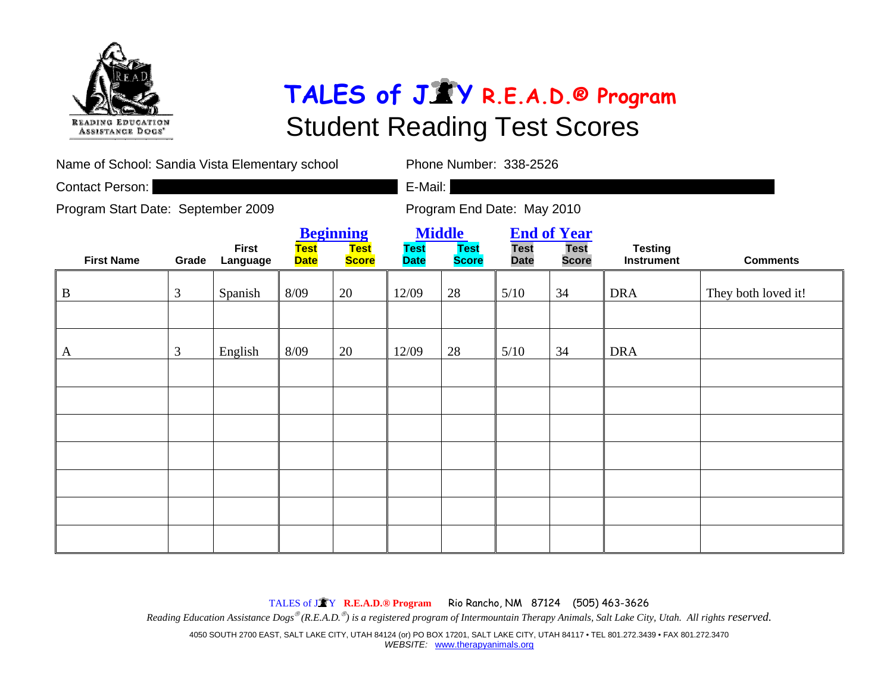# TALES of JOY R.E.A.D.® Program

## Student Reading Test Scores

Name of School: Sandia Vista Elementary school

Phone Number: 338-2526

Contact Person:

E-Mail:

Program Start Date: September 2009

Program End Date: May 2010

| First Name | Grade | First Language | Beginning | | Middle | | End of Year | | Testing Instrument | Comments |
|---|---|---|---|---|---|---|---|---|---|---|
| | | | Test Date | Test Score | Test Date | Test Score | Test Date | Test Score | | |
| B | 3 | Spanish | 8/09 | 20 | 12/09 | 28 | 5/10 | 34 | DRA | They both loved it! |
| | | | | | | | | | | |
| A | 3 | English | 8/09 | 20 | 12/09 | 28 | 5/10 | 34 | DRA | |
| | | | | | | | | | | |
| | | | | | | | | | | |
| | | | | | | | | | | |
| | | | | | | | | | | |
| | | | | | | | | | | |
| | | | | | | | | | | |
| | | | | | | | | | | |

TALES of JOY R.E.A.D.® Program Rio Rancho, NM 87124 (505) 463-3626

*Reading Education Assistance Dogs® (R.E.A.D.®) is a registered program of Intermountain Therapy Animals, Salt Lake City, Utah. All rights reserved.*

4050 SOUTH 2700 EAST, SALT LAKE CITY, UTAH 84124 (or) PO BOX 17201, SALT LAKE CITY, UTAH 84117 • TEL 801.272.3439 • FAX 801.272.3470

*WEBSITE:* www.therapyanimals.org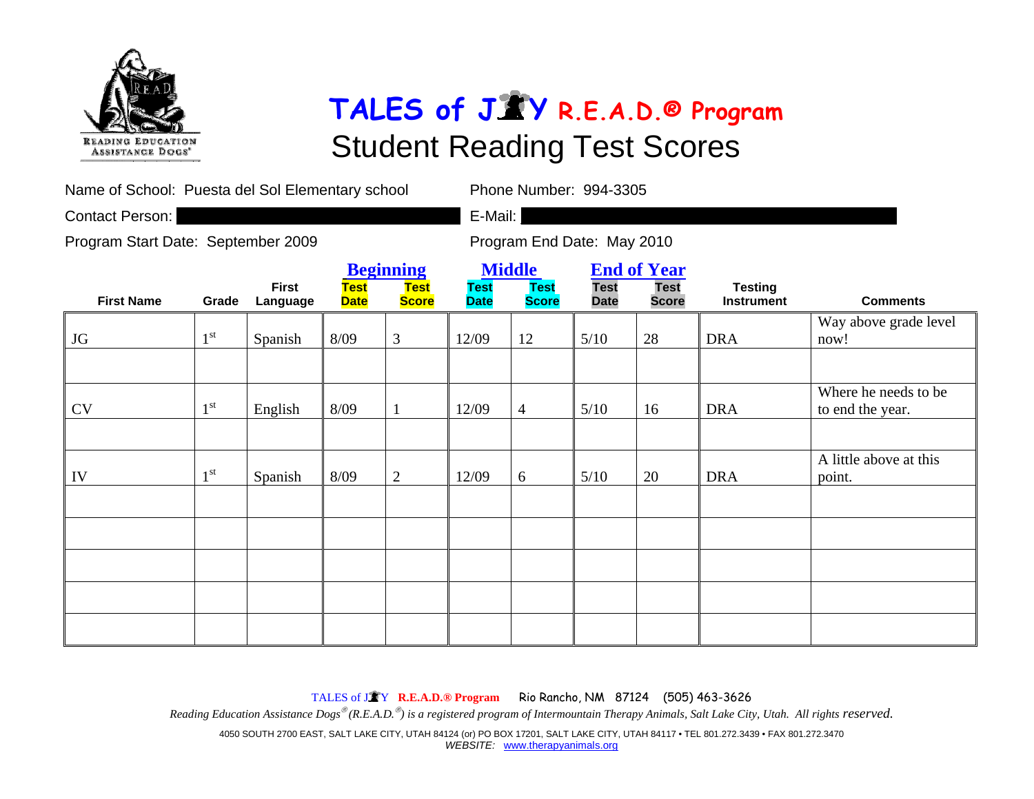# TALES of JOY R.E.A.D.® Program

## Student Reading Test Scores

Name of School: Puesta del Sol Elementary school

Phone Number: 994-3305

Contact Person:

E-Mail:

Program Start Date: September 2009

Program End Date: May 2010

| | | | Beginning | | Middle | | End of Year | | | |
|---|---|---|---|---|---|---|---|---|---|---|
| **First Name** | **Grade** | **First Language** | **Test Date** | **Test Score** | **Test Date** | **Test Score** | **Test Date** | **Test Score** | **Testing Instrument** | **Comments** |
| JG | 1st | Spanish | 8/09 | 3 | 12/09 | 12 | 5/10 | 28 | DRA | Way above grade level now! |
| | | | | | | | | | | |
| CV | 1st | English | 8/09 | 1 | 12/09 | 4 | 5/10 | 16 | DRA | Where he needs to be to end the year. |
| | | | | | | | | | | |
| IV | 1st | Spanish | 8/09 | 2 | 12/09 | 6 | 5/10 | 20 | DRA | A little above at this point. |
| | | | | | | | | | | |
| | | | | | | | | | | |
| | | | | | | | | | | |
| | | | | | | | | | | |
| | | | | | | | | | | |

TALES of JOY **R.E.A.D.® Program** Rio Rancho, NM 87124 (505) 463-3626

*Reading Education Assistance Dogs® (R.E.A.D.®) is a registered program of Intermountain Therapy Animals, Salt Lake City, Utah. All rights reserved.*

4050 SOUTH 2700 EAST, SALT LAKE CITY, UTAH 84124 (or) PO BOX 17201, SALT LAKE CITY, UTAH 84117 • TEL 801.272.3439 • FAX 801.272.3470
*WEBSITE:* www.therapyanimals.org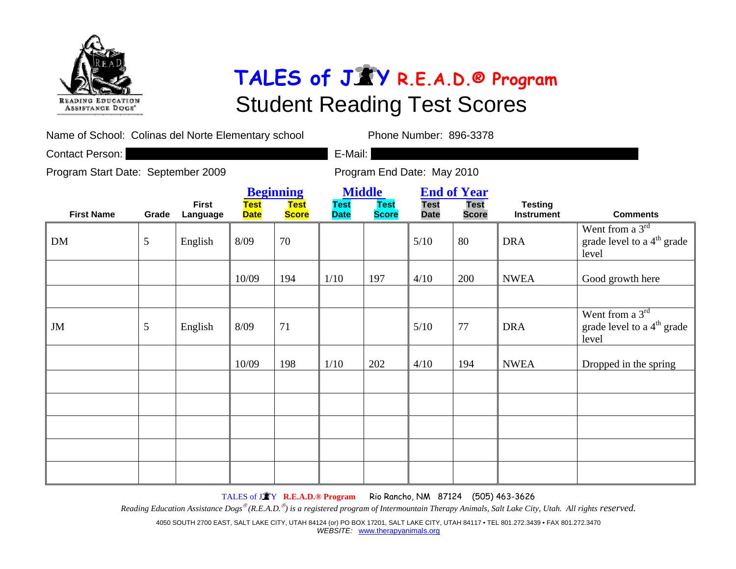# TALES of JOY R.E.A.D.® Program

## Student Reading Test Scores

Name of School: Colinas del Norte Elementary school Phone Number: 896-3378

Contact Person: E-Mail:

Program Start Date: September 2009 Program End Date: May 2010

| | | | Beginning | | Middle | | End of Year | | | |
|---|---|---|---|---|---|---|---|---|---|---|
| First Name | Grade | First Language | Test Date | Test Score | Test Date | Test Score | Test Date | Test Score | Testing Instrument | Comments |
| DM | 5 | English | 8/09 | 70 | | | 5/10 | 80 | DRA | Went from a 3rd grade level to a 4th grade level |
| | | | 10/09 | 194 | 1/10 | 197 | 4/10 | 200 | NWEA | Good growth here |
| | | | | | | | | | | |
| JM | 5 | English | 8/09 | 71 | | | 5/10 | 77 | DRA | Went from a 3rd grade level to a 4th grade level |
| | | | 10/09 | 198 | 1/10 | 202 | 4/10 | 194 | NWEA | Dropped in the spring |
| | | | | | | | | | | |
| | | | | | | | | | | |
| | | | | | | | | | | |
| | | | | | | | | | | |
| | | | | | | | | | | |

TALES of JOY R.E.A.D.® Program Rio Rancho, NM 87124 (505) 463-3626

*Reading Education Assistance Dogs® (R.E.A.D.®) is a registered program of Intermountain Therapy Animals, Salt Lake City, Utah. All rights reserved.*

4050 SOUTH 2700 EAST, SALT LAKE CITY, UTAH 84124 (or) PO BOX 17201, SALT LAKE CITY, UTAH 84117 • TEL 801.272.3439 • FAX 801.272.3470
*WEBSITE:* www.therapyanimals.org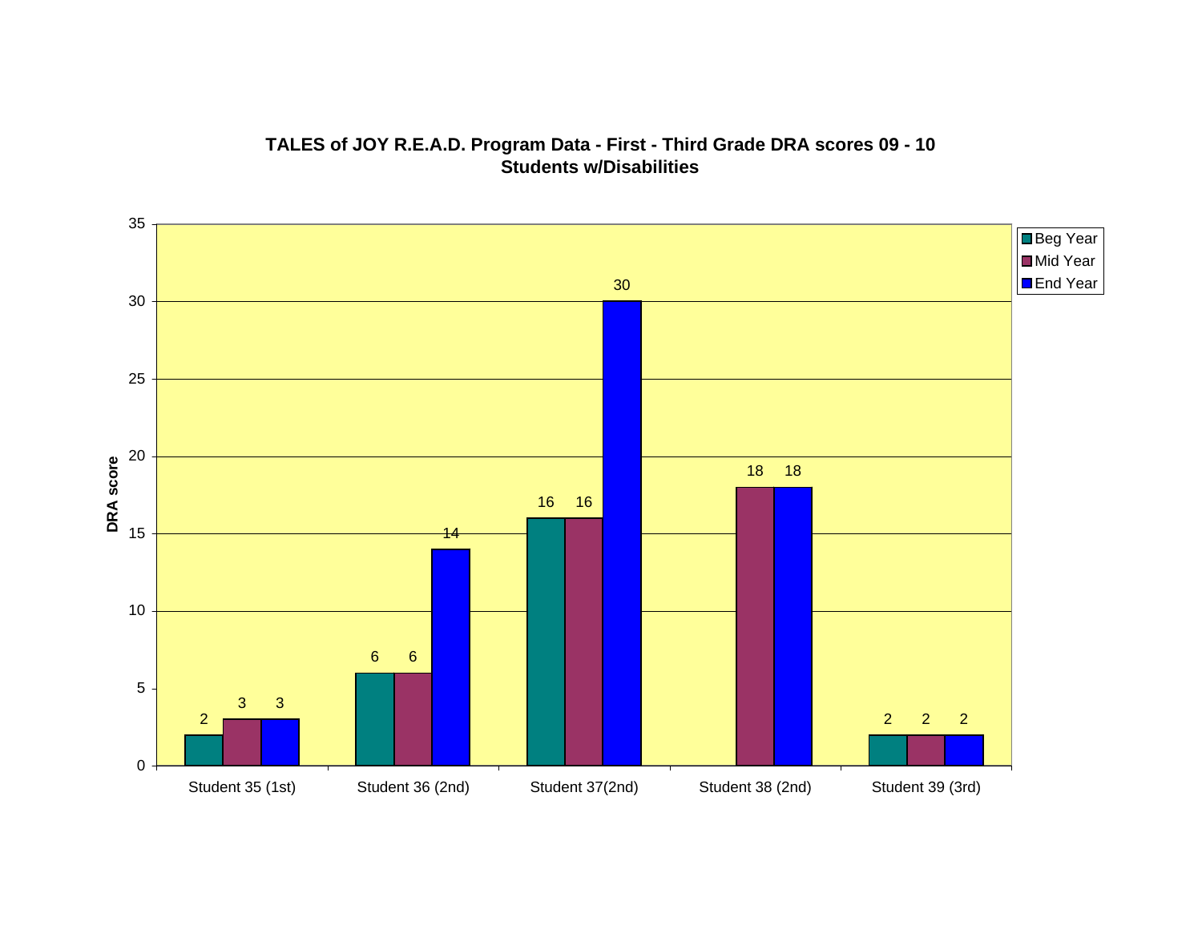**TALES of JOY R.E.A.D. Program Data - First - Third Grade DRA scores 09 - 10**
**Students w/Disabilities**

| | Beg Year | Mid Year | End Year |
|---|---|---|---|
| Student 35 (1st) | 2 | 3 | 3 |
| Student 36 (2nd) | 6 | 6 | 14 |
| Student 37(2nd) | 16 | 16 | 30 |
| Student 38 (2nd) | | 18 | 18 |
| Student 39 (3rd) | 2 | 2 | 2 |

DRA score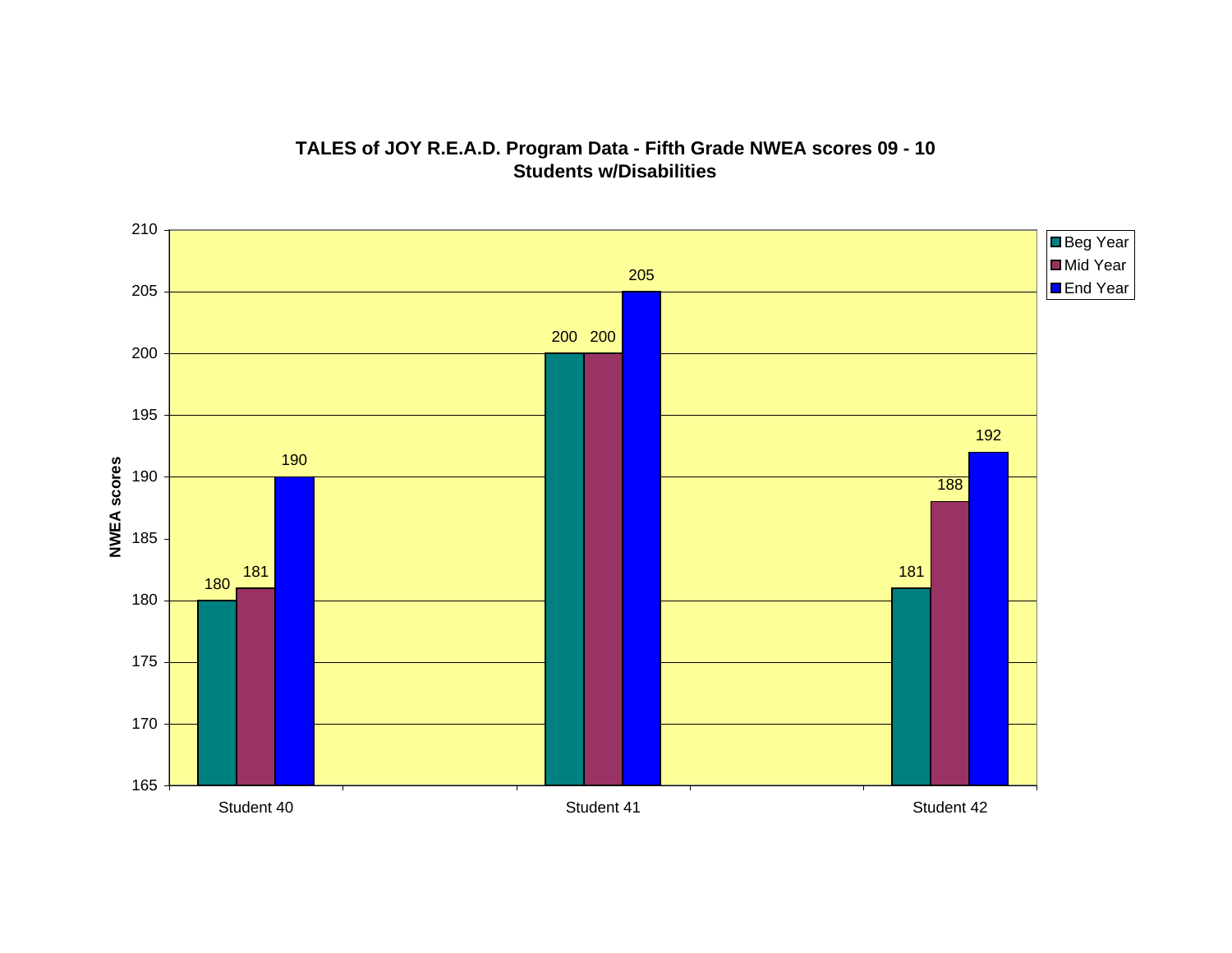**TALES of JOY R.E.A.D. Program Data - Fifth Grade NWEA scores 09 - 10**
**Students w/Disabilities**

| | Beg Year | Mid Year | End Year |
|---|---|---|---|
| Student 40 | 180 | 181 | 190 |
| Student 41 | 200 | 200 | 205 |
| Student 42 | 181 | 188 | 192 |

NWEA scores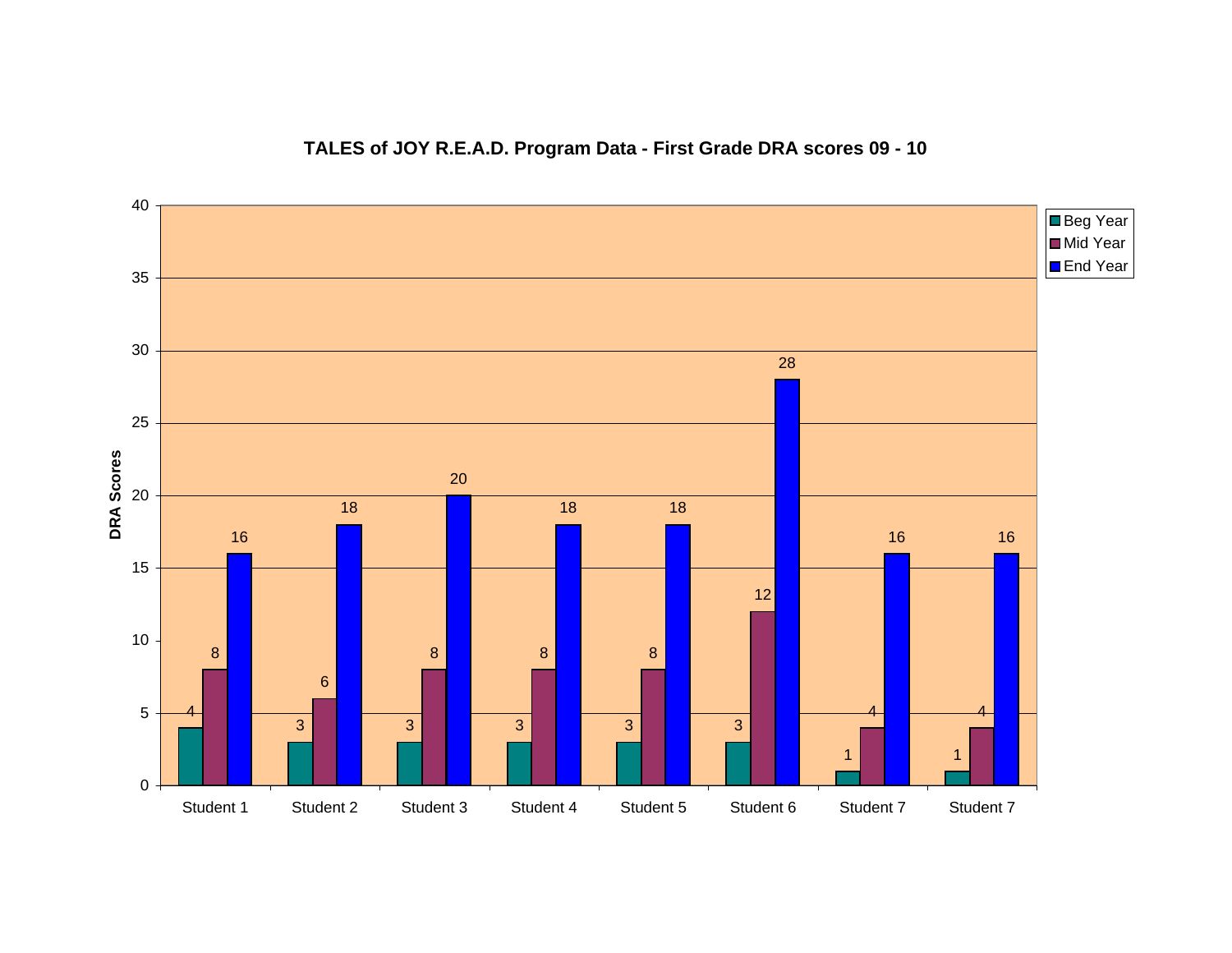# TALES of JOY R.E.A.D. Program Data - First Grade DRA scores 09 - 10

| | Beg Year | Mid Year | End Year |
|---|---|---|---|
| Student 1 | 4 | 8 | 16 |
| Student 2 | 3 | 6 | 18 |
| Student 3 | 3 | 8 | 20 |
| Student 4 | 3 | 8 | 18 |
| Student 5 | 3 | 8 | 18 |
| Student 6 | 3 | 12 | 28 |
| Student 7 | 1 | 4 | 16 |
| Student 7 | 1 | 4 | 16 |

DRA Scores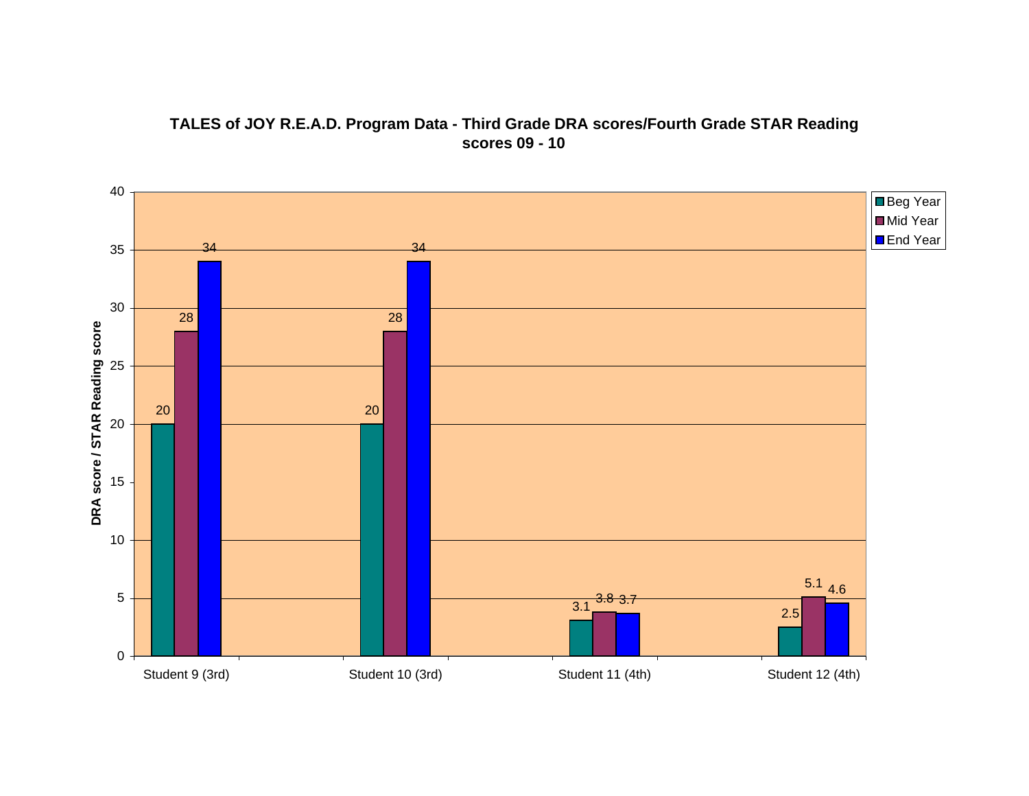**TALES of JOY R.E.A.D. Program Data - Third Grade DRA scores/Fourth Grade STAR Reading scores 09 - 10**

| | Beg Year | Mid Year | End Year |
|---|---|---|---|
| Student 9 (3rd) | 20 | 28 | 34 |
| Student 10 (3rd) | 20 | 28 | 34 |
| Student 11 (4th) | 3.1 | 3.8 | 3.7 |
| Student 12 (4th) | 2.5 | 5.1 | 4.6 |

Y-axis: DRA score / STAR Reading score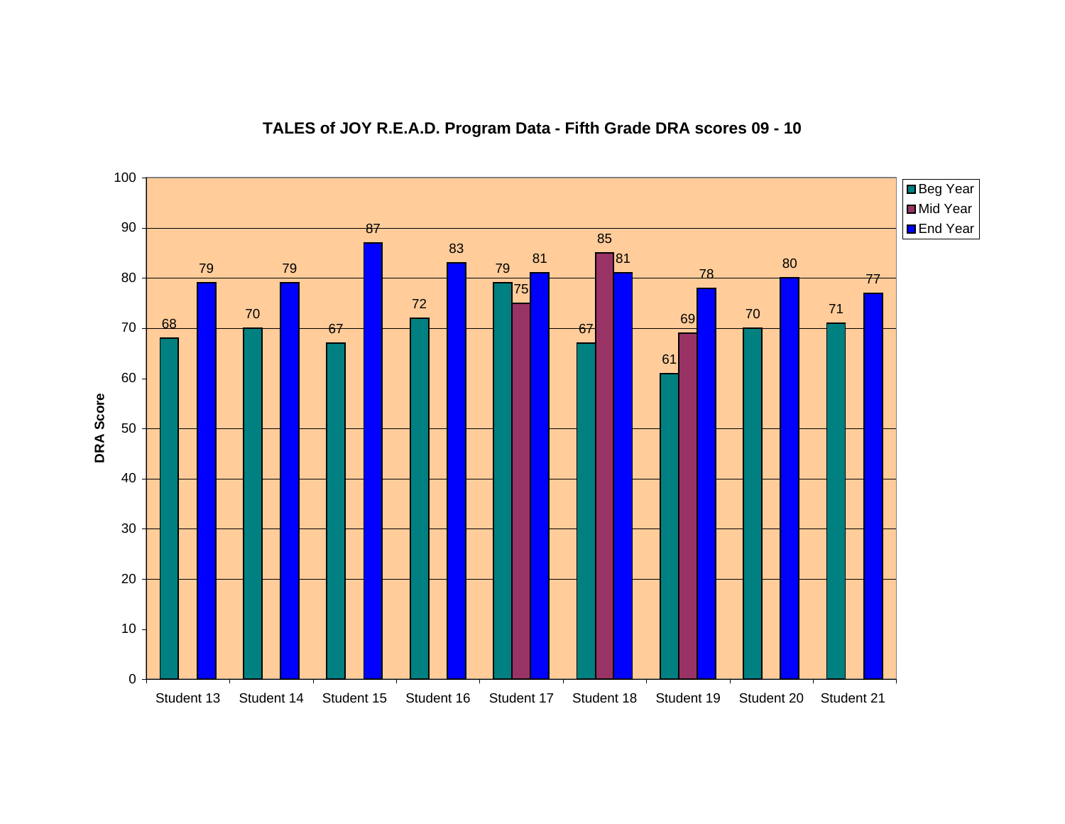## TALES of JOY R.E.A.D. Program Data - Fifth Grade DRA scores 09 - 10

| Student | Beg Year | Mid Year | End Year |
|---|---|---|---|
| Student 13 | 68 | | 79 |
| Student 14 | 70 | | 79 |
| Student 15 | 67 | | 87 |
| Student 16 | 72 | | 83 |
| Student 17 | 79 | 75 | 81 |
| Student 18 | 67 | 85 | 81 |
| Student 19 | 61 | 69 | 78 |
| Student 20 | 70 | | 80 |
| Student 21 | 71 | | 77 |

DRA Score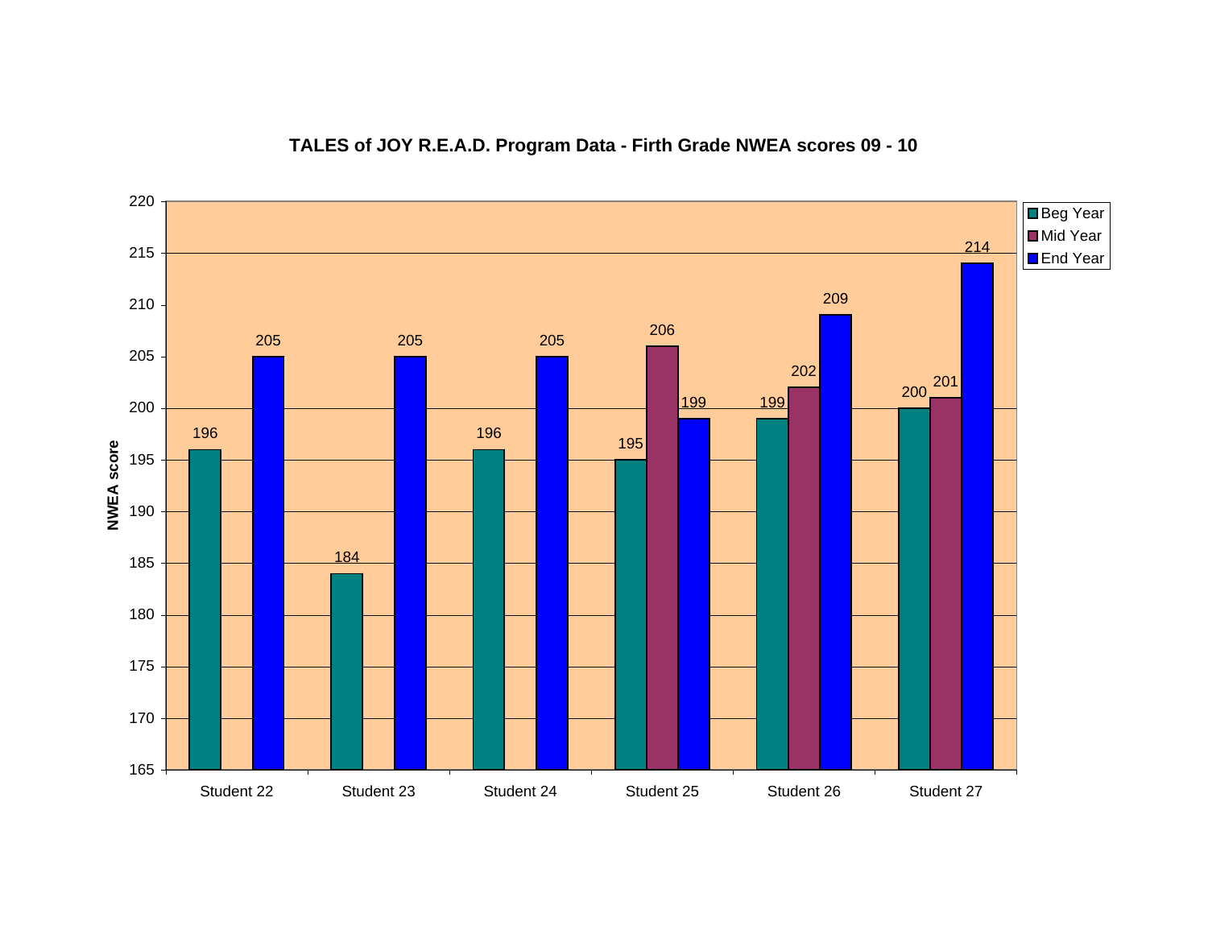**TALES of JOY R.E.A.D. Program Data - Firth Grade NWEA scores 09 - 10**

| | Beg Year | Mid Year | End Year |
|---|---|---|---|
| Student 22 | 196 | | 205 |
| Student 23 | 184 | | 205 |
| Student 24 | 196 | | 205 |
| Student 25 | 195 | 206 | 199 |
| Student 26 | 199 | 202 | 209 |
| Student 27 | 200 | 201 | 214 |

NWEA score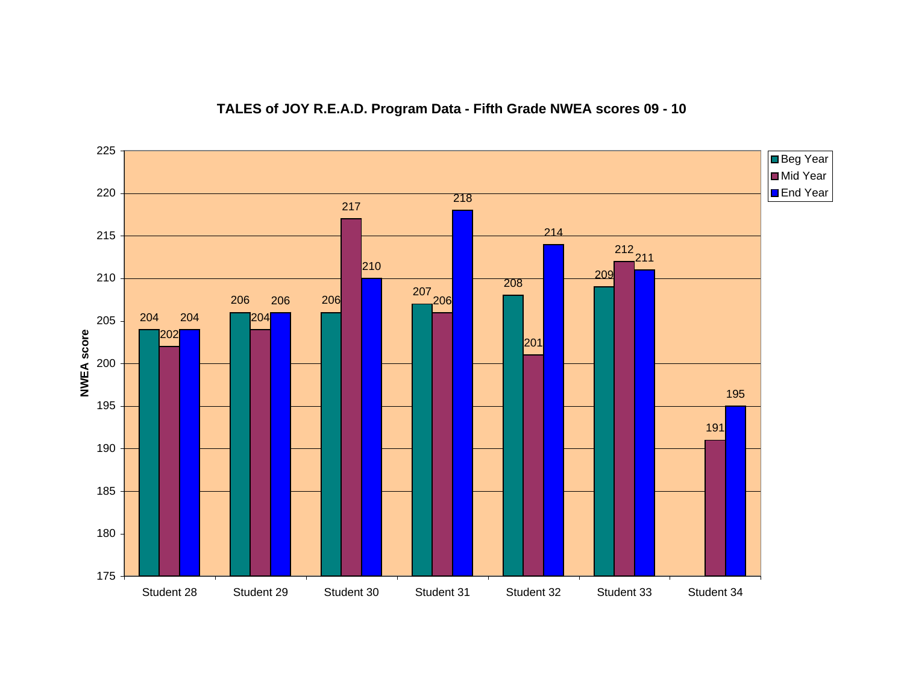**TALES of JOY R.E.A.D. Program Data - Fifth Grade NWEA scores 09 - 10**

NWEA score

225
220
215
210
205
200
195
190
185
180
175

Beg Year
Mid Year
End Year

204 202 204
206 204 206
206 217 210
207 206 218
208 201 214
209 212 211
191 195

Student 28
Student 29
Student 30
Student 31
Student 32
Student 33
Student 34